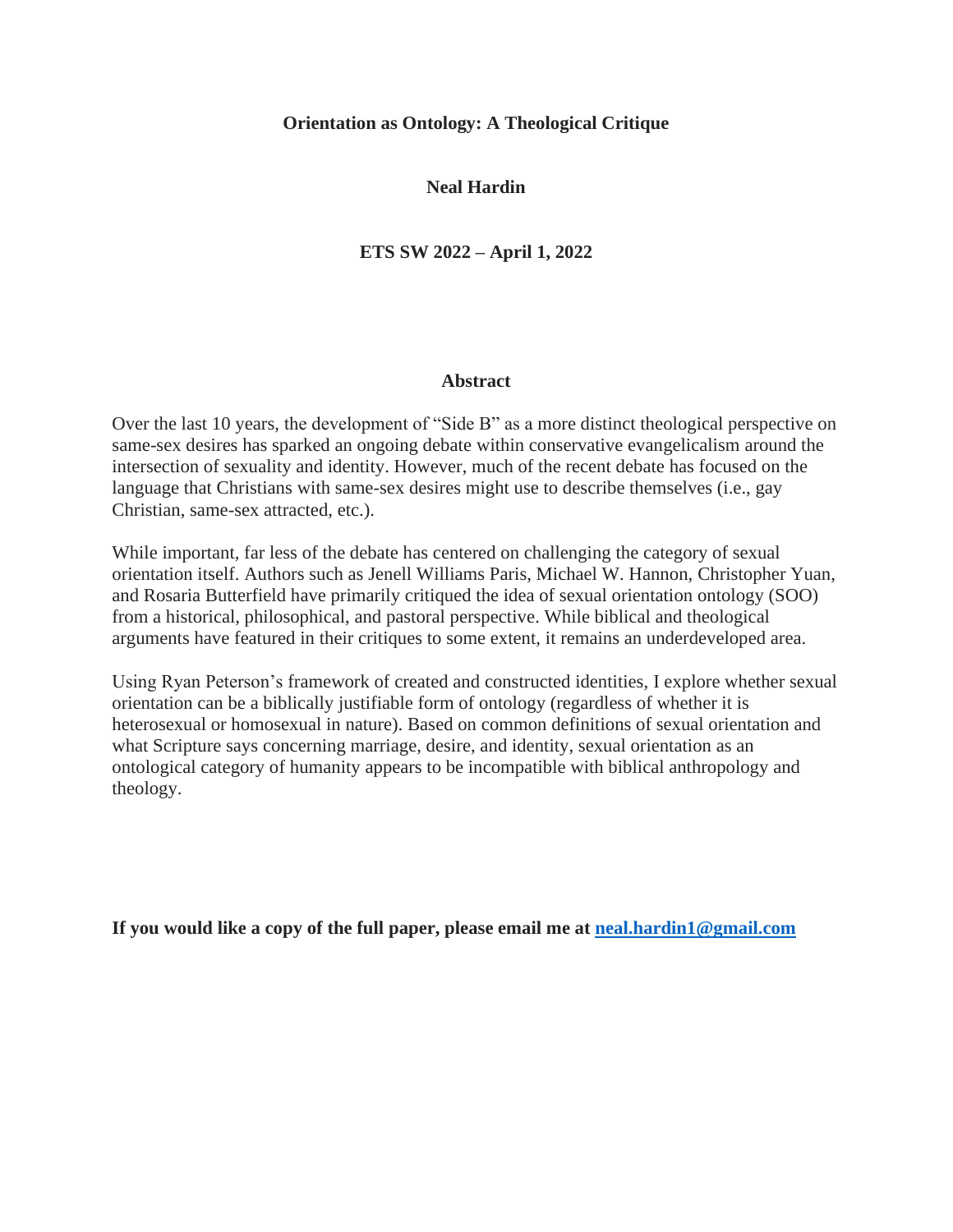**Orientation as Ontology: A Theological Critique**

**Neal Hardin**

**ETS SW 2022 – April 1, 2022**

## Abstract

Over the last 10 years, the development of "Side B" as a more distinct theological perspective on same-sex desires has sparked an ongoing debate within conservative evangelicalism around the intersection of sexuality and identity. However, much of the recent debate has focused on the language that Christians with same-sex desires might use to describe themselves (i.e., gay Christian, same-sex attracted, etc.).

While important, far less of the debate has centered on challenging the category of sexual orientation itself. Authors such as Jenell Williams Paris, Michael W. Hannon, Christopher Yuan, and Rosaria Butterfield have primarily critiqued the idea of sexual orientation ontology (SOO) from a historical, philosophical, and pastoral perspective. While biblical and theological arguments have featured in their critiques to some extent, it remains an underdeveloped area.

Using Ryan Peterson's framework of created and constructed identities, I explore whether sexual orientation can be a biblically justifiable form of ontology (regardless of whether it is heterosexual or homosexual in nature). Based on common definitions of sexual orientation and what Scripture says concerning marriage, desire, and identity, sexual orientation as an ontological category of humanity appears to be incompatible with biblical anthropology and theology.

**If you would like a copy of the full paper, please email me at [neal.hardin1@gmail.com](mailto:neal.hardin1@gmail.com)**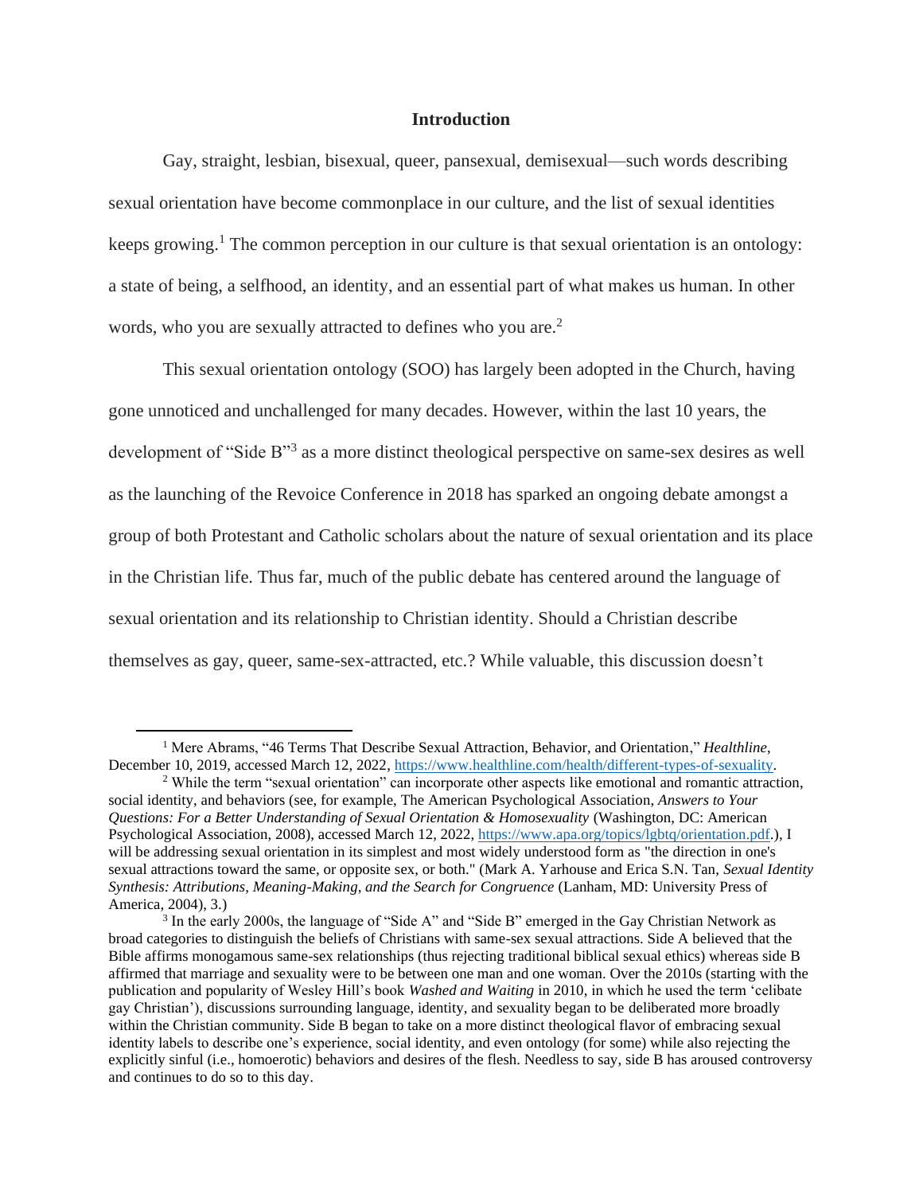## Introduction

Gay, straight, lesbian, bisexual, queer, pansexual, demisexual—such words describing sexual orientation have become commonplace in our culture, and the list of sexual identities keeps growing.[1] The common perception in our culture is that sexual orientation is an ontology: a state of being, a selfhood, an identity, and an essential part of what makes us human. In other words, who you are sexually attracted to defines who you are.[2]

This sexual orientation ontology (SOO) has largely been adopted in the Church, having gone unnoticed and unchallenged for many decades. However, within the last 10 years, the development of "Side B"[3] as a more distinct theological perspective on same-sex desires as well as the launching of the Revoice Conference in 2018 has sparked an ongoing debate amongst a group of both Protestant and Catholic scholars about the nature of sexual orientation and its place in the Christian life. Thus far, much of the public debate has centered around the language of sexual orientation and its relationship to Christian identity. Should a Christian describe themselves as gay, queer, same-sex-attracted, etc.? While valuable, this discussion doesn't

---

[1] Mere Abrams, "46 Terms That Describe Sexual Attraction, Behavior, and Orientation," *Healthline*, December 10, 2019, accessed March 12, 2022, https://www.healthline.com/health/different-types-of-sexuality.

[2] While the term "sexual orientation" can incorporate other aspects like emotional and romantic attraction, social identity, and behaviors (see, for example, The American Psychological Association, *Answers to Your Questions: For a Better Understanding of Sexual Orientation & Homosexuality* (Washington, DC: American Psychological Association, 2008), accessed March 12, 2022, https://www.apa.org/topics/lgbtq/orientation.pdf.), I will be addressing sexual orientation in its simplest and most widely understood form as "the direction in one's sexual attractions toward the same, or opposite sex, or both." (Mark A. Yarhouse and Erica S.N. Tan, *Sexual Identity Synthesis: Attributions, Meaning-Making, and the Search for Congruence* (Lanham, MD: University Press of America, 2004), 3.)

[3] In the early 2000s, the language of "Side A" and "Side B" emerged in the Gay Christian Network as broad categories to distinguish the beliefs of Christians with same-sex sexual attractions. Side A believed that the Bible affirms monogamous same-sex relationships (thus rejecting traditional biblical sexual ethics) whereas side B affirmed that marriage and sexuality were to be between one man and one woman. Over the 2010s (starting with the publication and popularity of Wesley Hill's book *Washed and Waiting* in 2010, in which he used the term 'celibate gay Christian'), discussions surrounding language, identity, and sexuality began to be deliberated more broadly within the Christian community. Side B began to take on a more distinct theological flavor of embracing sexual identity labels to describe one's experience, social identity, and even ontology (for some) while also rejecting the explicitly sinful (i.e., homoerotic) behaviors and desires of the flesh. Needless to say, side B has aroused controversy and continues to do so to this day.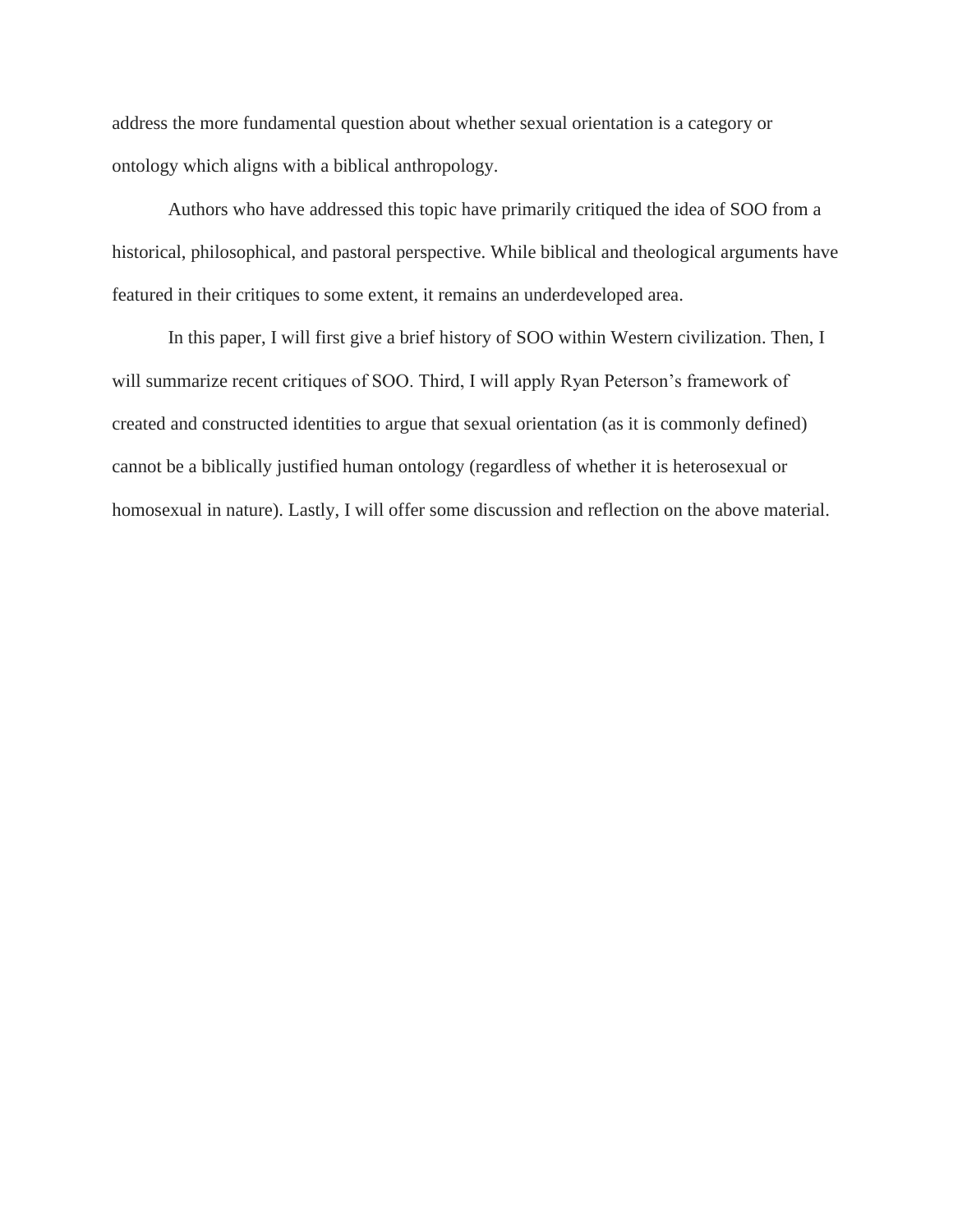address the more fundamental question about whether sexual orientation is a category or ontology which aligns with a biblical anthropology.

Authors who have addressed this topic have primarily critiqued the idea of SOO from a historical, philosophical, and pastoral perspective. While biblical and theological arguments have featured in their critiques to some extent, it remains an underdeveloped area.

In this paper, I will first give a brief history of SOO within Western civilization. Then, I will summarize recent critiques of SOO. Third, I will apply Ryan Peterson's framework of created and constructed identities to argue that sexual orientation (as it is commonly defined) cannot be a biblically justified human ontology (regardless of whether it is heterosexual or homosexual in nature). Lastly, I will offer some discussion and reflection on the above material.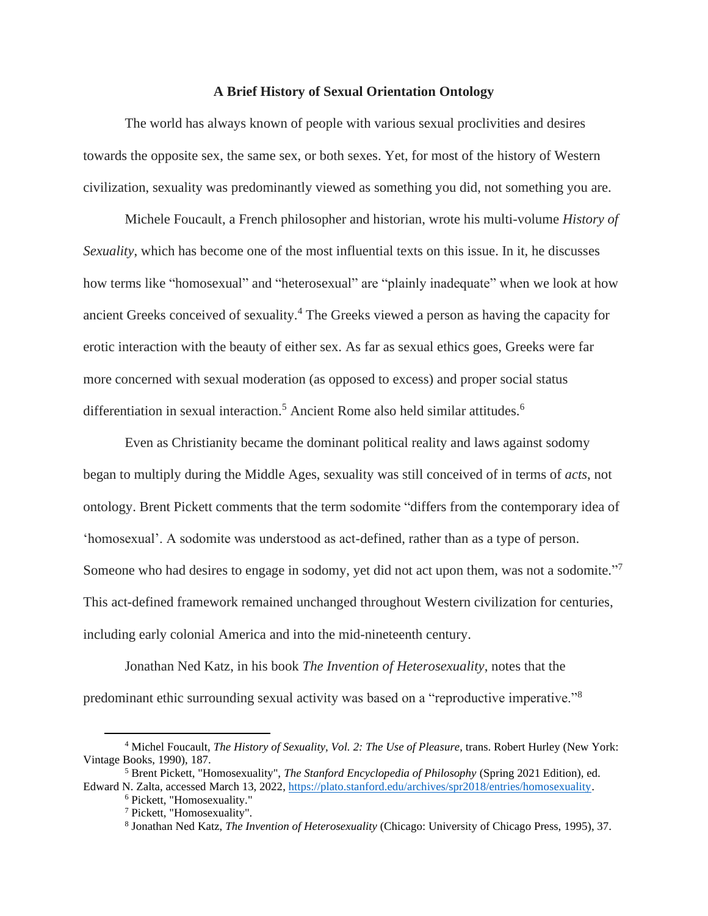## A Brief History of Sexual Orientation Ontology

The world has always known of people with various sexual proclivities and desires towards the opposite sex, the same sex, or both sexes. Yet, for most of the history of Western civilization, sexuality was predominantly viewed as something you did, not something you are.

Michele Foucault, a French philosopher and historian, wrote his multi-volume *History of Sexuality*, which has become one of the most influential texts on this issue. In it, he discusses how terms like "homosexual" and "heterosexual" are "plainly inadequate" when we look at how ancient Greeks conceived of sexuality.[4] The Greeks viewed a person as having the capacity for erotic interaction with the beauty of either sex. As far as sexual ethics goes, Greeks were far more concerned with sexual moderation (as opposed to excess) and proper social status differentiation in sexual interaction.[5] Ancient Rome also held similar attitudes.[6]

Even as Christianity became the dominant political reality and laws against sodomy began to multiply during the Middle Ages, sexuality was still conceived of in terms of *acts*, not ontology. Brent Pickett comments that the term sodomite "differs from the contemporary idea of 'homosexual'. A sodomite was understood as act-defined, rather than as a type of person. Someone who had desires to engage in sodomy, yet did not act upon them, was not a sodomite."[7] This act-defined framework remained unchanged throughout Western civilization for centuries, including early colonial America and into the mid-nineteenth century.

Jonathan Ned Katz, in his book *The Invention of Heterosexuality*, notes that the predominant ethic surrounding sexual activity was based on a "reproductive imperative."[8]

---

[4] Michel Foucault, *The History of Sexuality, Vol. 2: The Use of Pleasure*, trans. Robert Hurley (New York: Vintage Books, 1990), 187.

[5] Brent Pickett, "Homosexuality", *The Stanford Encyclopedia of Philosophy* (Spring 2021 Edition), ed. Edward N. Zalta, accessed March 13, 2022, https://plato.stanford.edu/archives/spr2018/entries/homosexuality.

[6] Pickett, "Homosexuality."

[7] Pickett, "Homosexuality".

[8] Jonathan Ned Katz, *The Invention of Heterosexuality* (Chicago: University of Chicago Press, 1995), 37.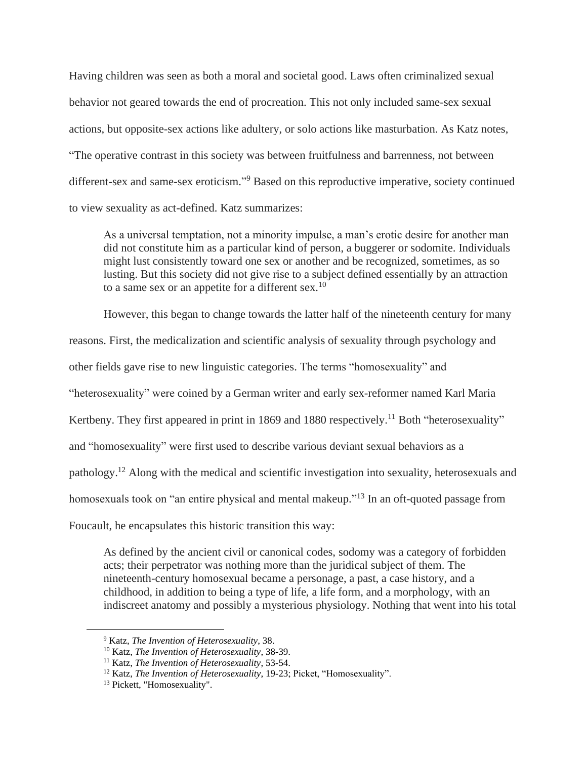Having children was seen as both a moral and societal good. Laws often criminalized sexual behavior not geared towards the end of procreation. This not only included same-sex sexual actions, but opposite-sex actions like adultery, or solo actions like masturbation. As Katz notes, "The operative contrast in this society was between fruitfulness and barrenness, not between different-sex and same-sex eroticism."[9] Based on this reproductive imperative, society continued to view sexuality as act-defined. Katz summarizes:

> As a universal temptation, not a minority impulse, a man's erotic desire for another man did not constitute him as a particular kind of person, a buggerer or sodomite. Individuals might lust consistently toward one sex or another and be recognized, sometimes, as so lusting. But this society did not give rise to a subject defined essentially by an attraction to a same sex or an appetite for a different sex.[10]

However, this began to change towards the latter half of the nineteenth century for many reasons. First, the medicalization and scientific analysis of sexuality through psychology and other fields gave rise to new linguistic categories. The terms "homosexuality" and "heterosexuality" were coined by a German writer and early sex-reformer named Karl Maria Kertbeny. They first appeared in print in 1869 and 1880 respectively.[11] Both "heterosexuality" and "homosexuality" were first used to describe various deviant sexual behaviors as a pathology.[12] Along with the medical and scientific investigation into sexuality, heterosexuals and homosexuals took on "an entire physical and mental makeup."[13] In an oft-quoted passage from Foucault, he encapsulates this historic transition this way:

> As defined by the ancient civil or canonical codes, sodomy was a category of forbidden acts; their perpetrator was nothing more than the juridical subject of them. The nineteenth-century homosexual became a personage, a past, a case history, and a childhood, in addition to being a type of life, a life form, and a morphology, with an indiscreet anatomy and possibly a mysterious physiology. Nothing that went into his total

---

[9] Katz, *The Invention of Heterosexuality*, 38.

[10] Katz, *The Invention of Heterosexuality*, 38-39.

[11] Katz, *The Invention of Heterosexuality*, 53-54.

[12] Katz, *The Invention of Heterosexuality*, 19-23; Picket, "Homosexuality".

[13] Pickett, "Homosexuality".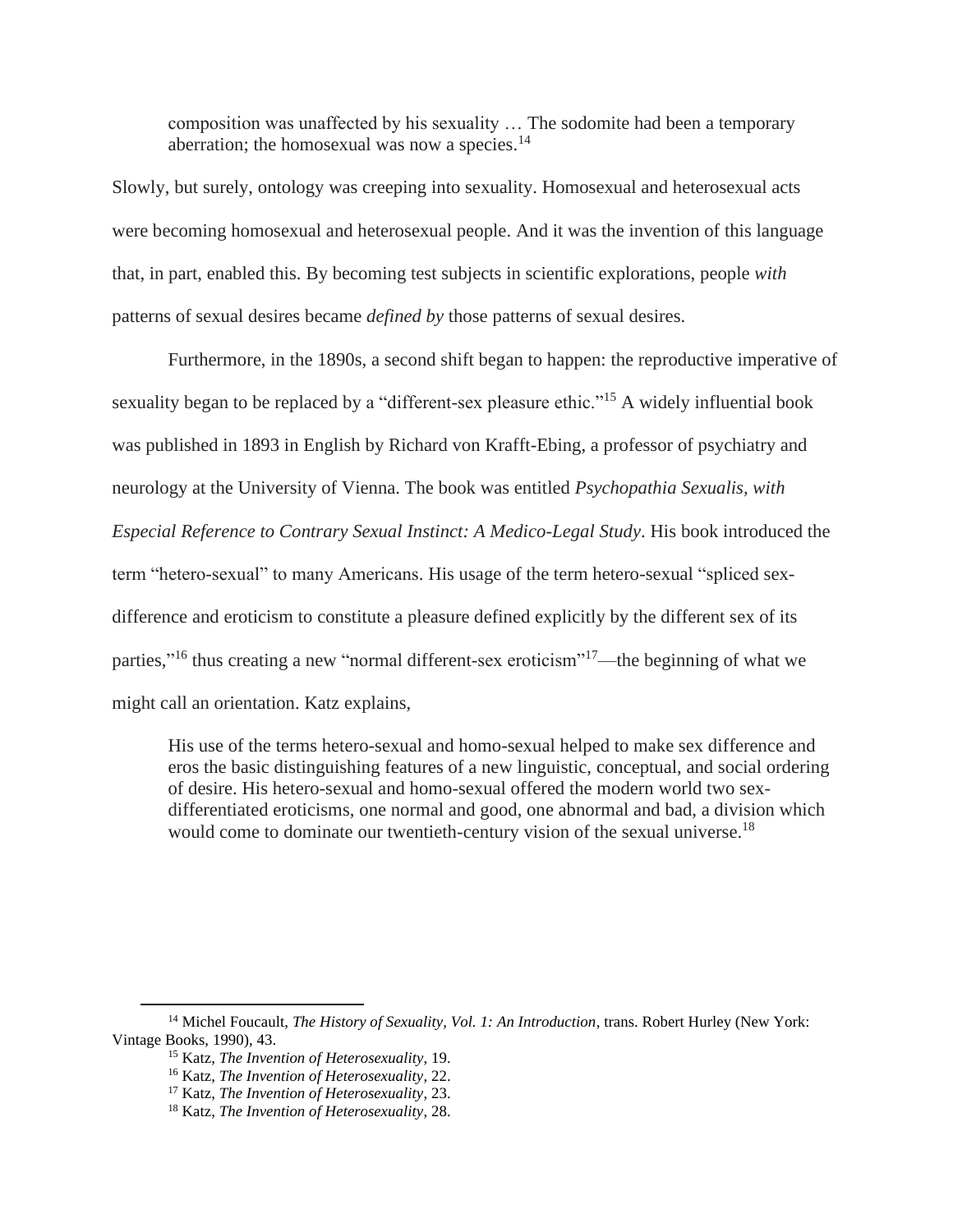> composition was unaffected by his sexuality … The sodomite had been a temporary aberration; the homosexual was now a species.[14]

Slowly, but surely, ontology was creeping into sexuality. Homosexual and heterosexual acts were becoming homosexual and heterosexual people. And it was the invention of this language that, in part, enabled this. By becoming test subjects in scientific explorations, people *with* patterns of sexual desires became *defined by* those patterns of sexual desires.

Furthermore, in the 1890s, a second shift began to happen: the reproductive imperative of sexuality began to be replaced by a "different-sex pleasure ethic."[15] A widely influential book was published in 1893 in English by Richard von Krafft-Ebing, a professor of psychiatry and neurology at the University of Vienna. The book was entitled *Psychopathia Sexualis, with Especial Reference to Contrary Sexual Instinct: A Medico-Legal Study*. His book introduced the term "hetero-sexual" to many Americans. His usage of the term hetero-sexual "spliced sex-difference and eroticism to constitute a pleasure defined explicitly by the different sex of its parties,"[16] thus creating a new "normal different-sex eroticism"[17]—the beginning of what we might call an orientation. Katz explains,

> His use of the terms hetero-sexual and homo-sexual helped to make sex difference and eros the basic distinguishing features of a new linguistic, conceptual, and social ordering of desire. His hetero-sexual and homo-sexual offered the modern world two sex-differentiated eroticisms, one normal and good, one abnormal and bad, a division which would come to dominate our twentieth-century vision of the sexual universe.[18]

---

[14] Michel Foucault, *The History of Sexuality, Vol. 1: An Introduction*, trans. Robert Hurley (New York: Vintage Books, 1990), 43.

[15] Katz, *The Invention of Heterosexuality*, 19.

[16] Katz, *The Invention of Heterosexuality*, 22.

[17] Katz, *The Invention of Heterosexuality*, 23.

[18] Katz, *The Invention of Heterosexuality*, 28.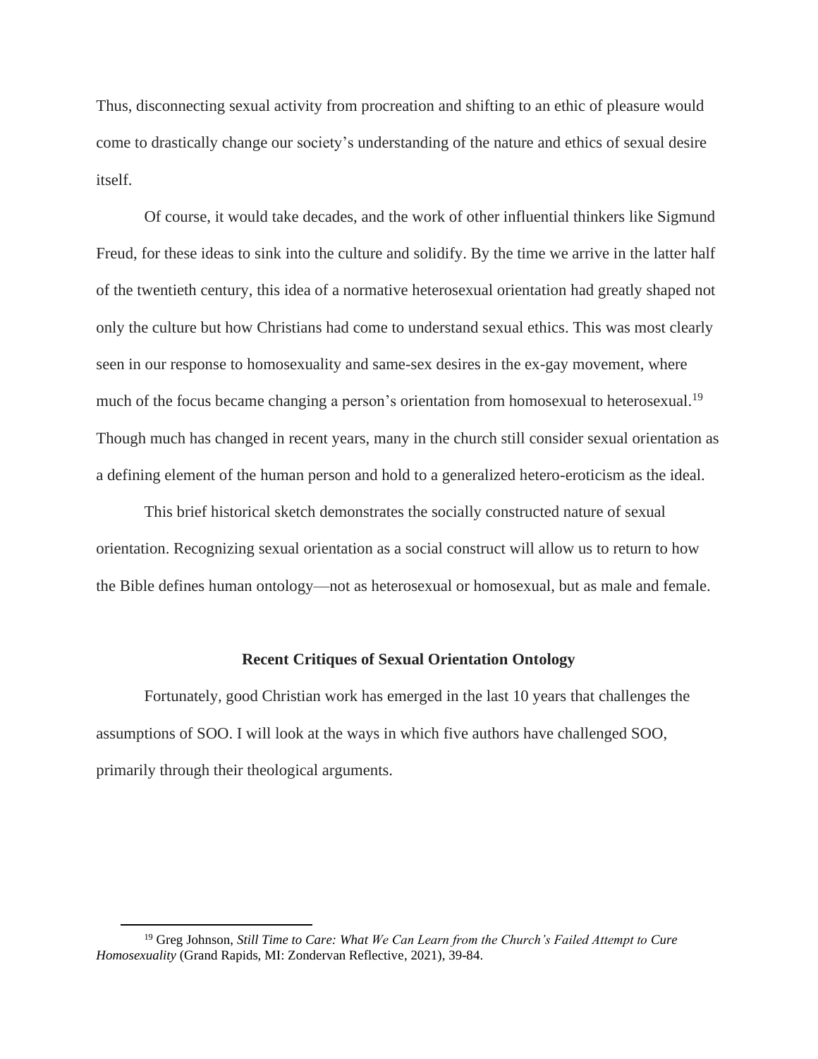Thus, disconnecting sexual activity from procreation and shifting to an ethic of pleasure would come to drastically change our society's understanding of the nature and ethics of sexual desire itself.

Of course, it would take decades, and the work of other influential thinkers like Sigmund Freud, for these ideas to sink into the culture and solidify. By the time we arrive in the latter half of the twentieth century, this idea of a normative heterosexual orientation had greatly shaped not only the culture but how Christians had come to understand sexual ethics. This was most clearly seen in our response to homosexuality and same-sex desires in the ex-gay movement, where much of the focus became changing a person's orientation from homosexual to heterosexual.[19] Though much has changed in recent years, many in the church still consider sexual orientation as a defining element of the human person and hold to a generalized hetero-eroticism as the ideal.

This brief historical sketch demonstrates the socially constructed nature of sexual orientation. Recognizing sexual orientation as a social construct will allow us to return to how the Bible defines human ontology—not as heterosexual or homosexual, but as male and female.

## Recent Critiques of Sexual Orientation Ontology

Fortunately, good Christian work has emerged in the last 10 years that challenges the assumptions of SOO. I will look at the ways in which five authors have challenged SOO, primarily through their theological arguments.

---

[19] Greg Johnson, *Still Time to Care: What We Can Learn from the Church's Failed Attempt to Cure Homosexuality* (Grand Rapids, MI: Zondervan Reflective, 2021), 39-84.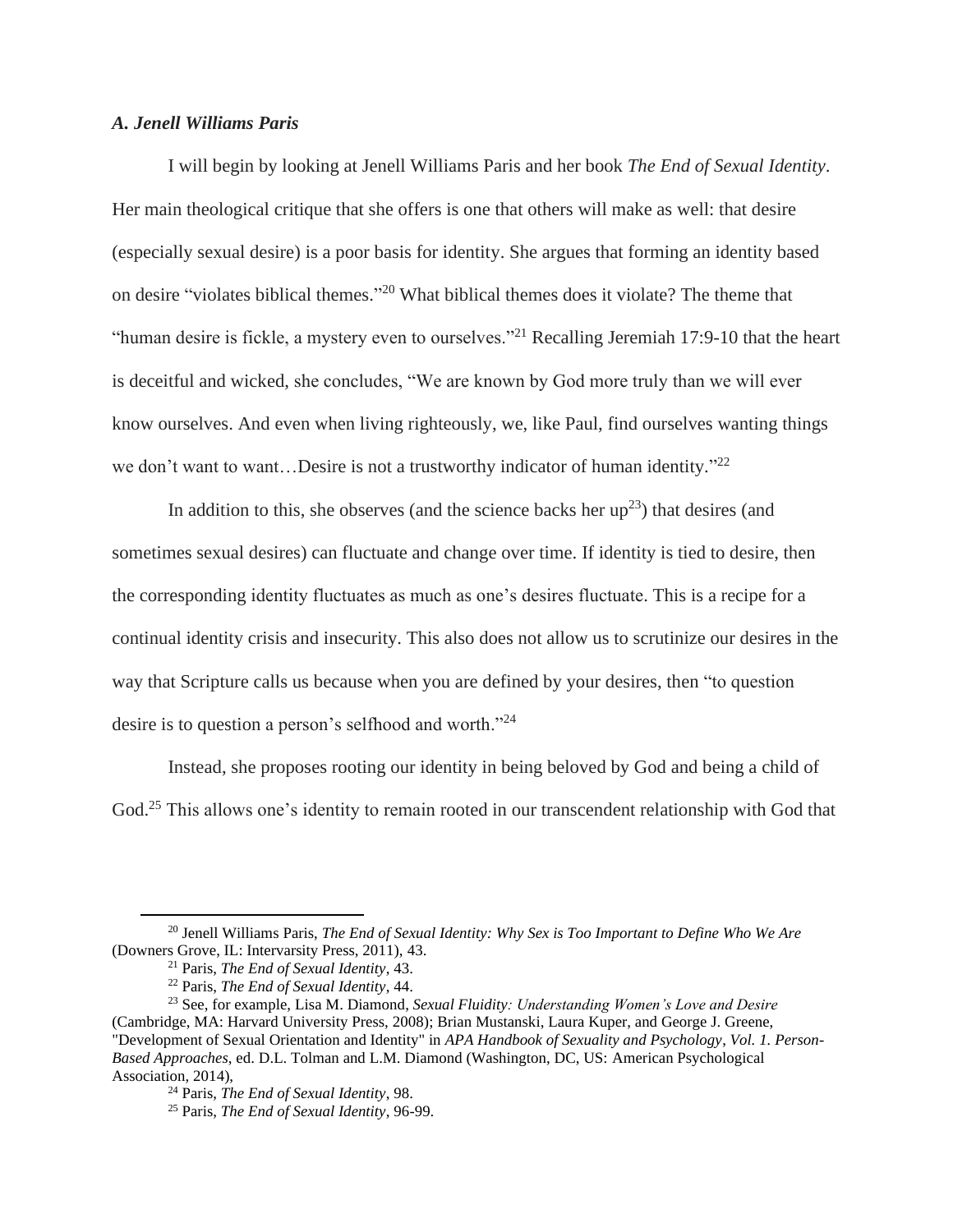### *A. Jenell Williams Paris*

I will begin by looking at Jenell Williams Paris and her book *The End of Sexual Identity*. Her main theological critique that she offers is one that others will make as well: that desire (especially sexual desire) is a poor basis for identity. She argues that forming an identity based on desire "violates biblical themes."[20] What biblical themes does it violate? The theme that "human desire is fickle, a mystery even to ourselves."[21] Recalling Jeremiah 17:9-10 that the heart is deceitful and wicked, she concludes, "We are known by God more truly than we will ever know ourselves. And even when living righteously, we, like Paul, find ourselves wanting things we don't want to want…Desire is not a trustworthy indicator of human identity."[22]

In addition to this, she observes (and the science backs her up[23]) that desires (and sometimes sexual desires) can fluctuate and change over time. If identity is tied to desire, then the corresponding identity fluctuates as much as one's desires fluctuate. This is a recipe for a continual identity crisis and insecurity. This also does not allow us to scrutinize our desires in the way that Scripture calls us because when you are defined by your desires, then "to question desire is to question a person's selfhood and worth."[24]

Instead, she proposes rooting our identity in being beloved by God and being a child of God.[25] This allows one's identity to remain rooted in our transcendent relationship with God that

---

[20] Jenell Williams Paris, *The End of Sexual Identity: Why Sex is Too Important to Define Who We Are* (Downers Grove, IL: Intervarsity Press, 2011), 43.

[21] Paris, *The End of Sexual Identity*, 43.

[22] Paris, *The End of Sexual Identity*, 44.

[23] See, for example, Lisa M. Diamond, *Sexual Fluidity: Understanding Women's Love and Desire* (Cambridge, MA: Harvard University Press, 2008); Brian Mustanski, Laura Kuper, and George J. Greene, "Development of Sexual Orientation and Identity" in *APA Handbook of Sexuality and Psychology, Vol. 1. Person-Based Approaches*, ed. D.L. Tolman and L.M. Diamond (Washington, DC, US: American Psychological Association, 2014),

[24] Paris, *The End of Sexual Identity*, 98.

[25] Paris, *The End of Sexual Identity*, 96-99.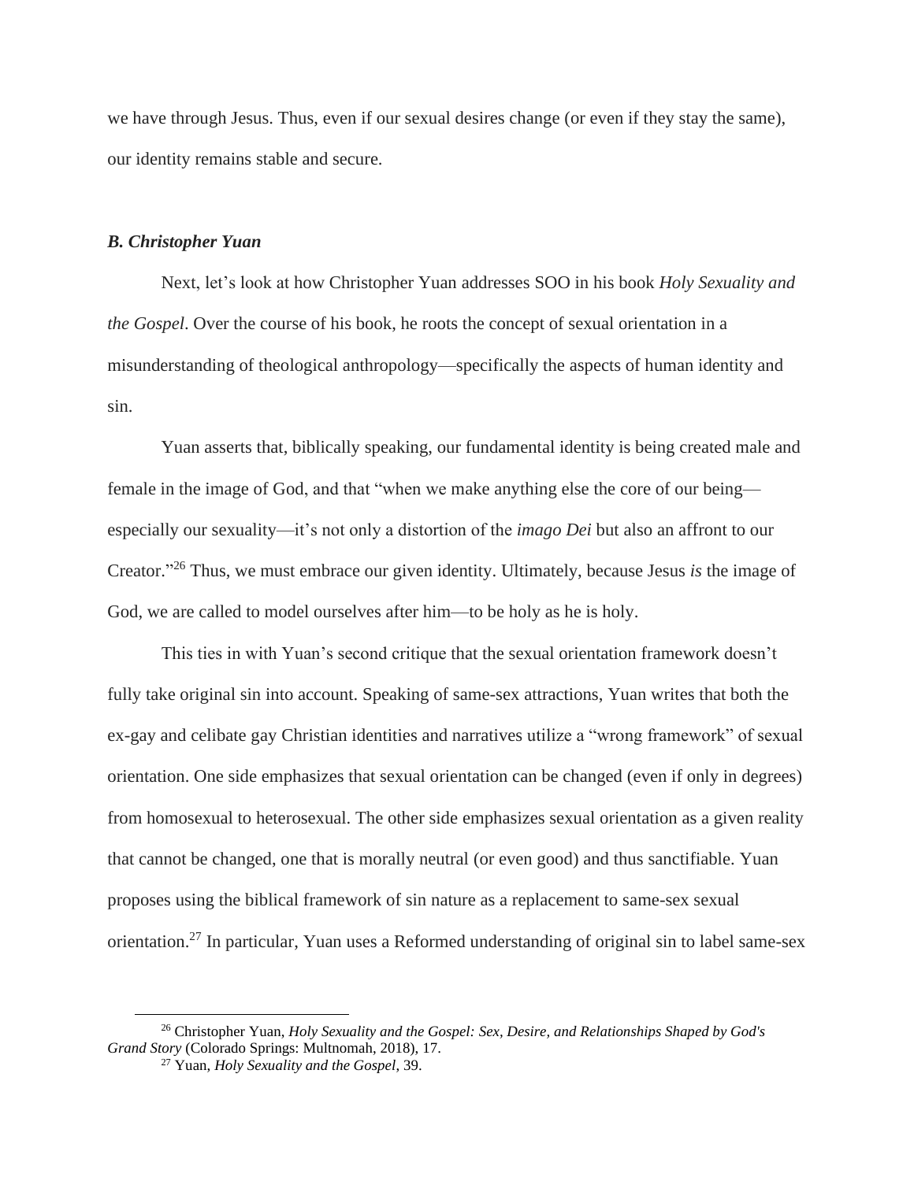we have through Jesus. Thus, even if our sexual desires change (or even if they stay the same), our identity remains stable and secure.

### *B. Christopher Yuan*

Next, let's look at how Christopher Yuan addresses SOO in his book *Holy Sexuality and the Gospel*. Over the course of his book, he roots the concept of sexual orientation in a misunderstanding of theological anthropology—specifically the aspects of human identity and sin.

Yuan asserts that, biblically speaking, our fundamental identity is being created male and female in the image of God, and that "when we make anything else the core of our being—especially our sexuality—it's not only a distortion of the *imago Dei* but also an affront to our Creator."[26] Thus, we must embrace our given identity. Ultimately, because Jesus *is* the image of God, we are called to model ourselves after him—to be holy as he is holy.

This ties in with Yuan's second critique that the sexual orientation framework doesn't fully take original sin into account. Speaking of same-sex attractions, Yuan writes that both the ex-gay and celibate gay Christian identities and narratives utilize a "wrong framework" of sexual orientation. One side emphasizes that sexual orientation can be changed (even if only in degrees) from homosexual to heterosexual. The other side emphasizes sexual orientation as a given reality that cannot be changed, one that is morally neutral (or even good) and thus sanctifiable. Yuan proposes using the biblical framework of sin nature as a replacement to same-sex sexual orientation.[27] In particular, Yuan uses a Reformed understanding of original sin to label same-sex

---

[26] Christopher Yuan, *Holy Sexuality and the Gospel: Sex, Desire, and Relationships Shaped by God's Grand Story* (Colorado Springs: Multnomah, 2018), 17.

[27] Yuan, *Holy Sexuality and the Gospel*, 39.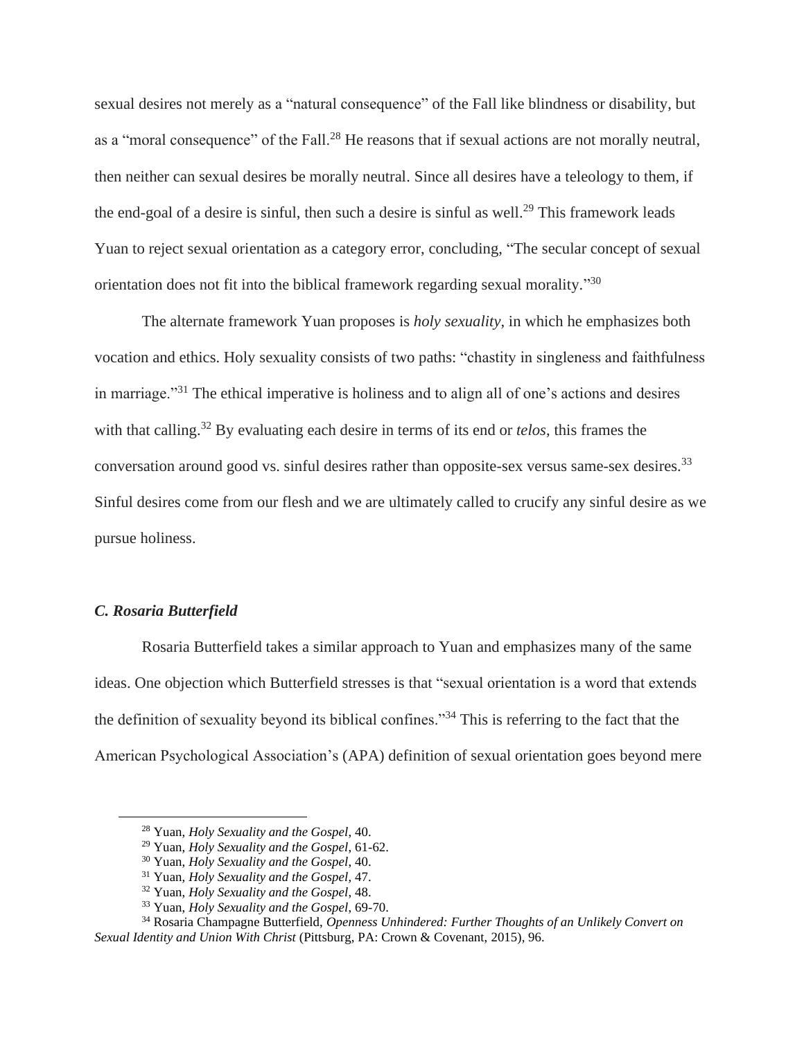sexual desires not merely as a "natural consequence" of the Fall like blindness or disability, but as a "moral consequence" of the Fall.[28] He reasons that if sexual actions are not morally neutral, then neither can sexual desires be morally neutral. Since all desires have a teleology to them, if the end-goal of a desire is sinful, then such a desire is sinful as well.[29] This framework leads Yuan to reject sexual orientation as a category error, concluding, "The secular concept of sexual orientation does not fit into the biblical framework regarding sexual morality."[30]

The alternate framework Yuan proposes is *holy sexuality*, in which he emphasizes both vocation and ethics. Holy sexuality consists of two paths: "chastity in singleness and faithfulness in marriage."[31] The ethical imperative is holiness and to align all of one's actions and desires with that calling.[32] By evaluating each desire in terms of its end or *telos*, this frames the conversation around good vs. sinful desires rather than opposite-sex versus same-sex desires.[33] Sinful desires come from our flesh and we are ultimately called to crucify any sinful desire as we pursue holiness.

### *C. Rosaria Butterfield*

Rosaria Butterfield takes a similar approach to Yuan and emphasizes many of the same ideas. One objection which Butterfield stresses is that "sexual orientation is a word that extends the definition of sexuality beyond its biblical confines."[34] This is referring to the fact that the American Psychological Association's (APA) definition of sexual orientation goes beyond mere

---

[28] Yuan, *Holy Sexuality and the Gospel*, 40.

[29] Yuan, *Holy Sexuality and the Gospel*, 61-62.

[30] Yuan, *Holy Sexuality and the Gospel*, 40.

[31] Yuan, *Holy Sexuality and the Gospel*, 47.

[32] Yuan, *Holy Sexuality and the Gospel*, 48.

[33] Yuan, *Holy Sexuality and the Gospel*, 69-70.

[34] Rosaria Champagne Butterfield, *Openness Unhindered: Further Thoughts of an Unlikely Convert on Sexual Identity and Union With Christ* (Pittsburg, PA: Crown & Covenant, 2015), 96.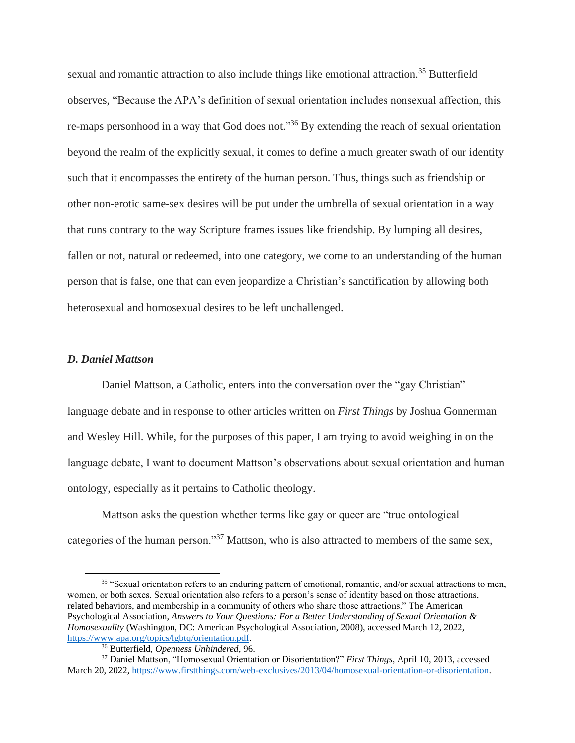sexual and romantic attraction to also include things like emotional attraction.[35] Butterfield observes, "Because the APA's definition of sexual orientation includes nonsexual affection, this re-maps personhood in a way that God does not."[36] By extending the reach of sexual orientation beyond the realm of the explicitly sexual, it comes to define a much greater swath of our identity such that it encompasses the entirety of the human person. Thus, things such as friendship or other non-erotic same-sex desires will be put under the umbrella of sexual orientation in a way that runs contrary to the way Scripture frames issues like friendship. By lumping all desires, fallen or not, natural or redeemed, into one category, we come to an understanding of the human person that is false, one that can even jeopardize a Christian's sanctification by allowing both heterosexual and homosexual desires to be left unchallenged.

### *D. Daniel Mattson*

Daniel Mattson, a Catholic, enters into the conversation over the "gay Christian" language debate and in response to other articles written on *First Things* by Joshua Gonnerman and Wesley Hill. While, for the purposes of this paper, I am trying to avoid weighing in on the language debate, I want to document Mattson's observations about sexual orientation and human ontology, especially as it pertains to Catholic theology.

Mattson asks the question whether terms like gay or queer are "true ontological categories of the human person."[37] Mattson, who is also attracted to members of the same sex,

---

[35] "Sexual orientation refers to an enduring pattern of emotional, romantic, and/or sexual attractions to men, women, or both sexes. Sexual orientation also refers to a person's sense of identity based on those attractions, related behaviors, and membership in a community of others who share those attractions." The American Psychological Association, *Answers to Your Questions: For a Better Understanding of Sexual Orientation & Homosexuality* (Washington, DC: American Psychological Association, 2008), accessed March 12, 2022, https://www.apa.org/topics/lgbtq/orientation.pdf.

[36] Butterfield, *Openness Unhindered*, 96.

[37] Daniel Mattson, "Homosexual Orientation or Disorientation?" *First Things*, April 10, 2013, accessed March 20, 2022, https://www.firstthings.com/web-exclusives/2013/04/homosexual-orientation-or-disorientation.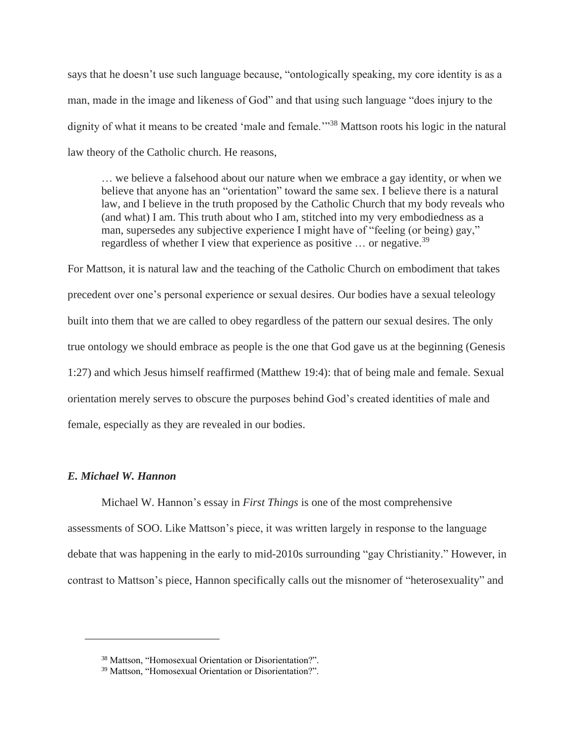says that he doesn't use such language because, "ontologically speaking, my core identity is as a man, made in the image and likeness of God" and that using such language "does injury to the dignity of what it means to be created 'male and female.'"[38] Mattson roots his logic in the natural law theory of the Catholic church. He reasons,

> … we believe a falsehood about our nature when we embrace a gay identity, or when we believe that anyone has an "orientation" toward the same sex. I believe there is a natural law, and I believe in the truth proposed by the Catholic Church that my body reveals who (and what) I am. This truth about who I am, stitched into my very embodiedness as a man, supersedes any subjective experience I might have of "feeling (or being) gay," regardless of whether I view that experience as positive … or negative.[39]

For Mattson, it is natural law and the teaching of the Catholic Church on embodiment that takes precedent over one's personal experience or sexual desires. Our bodies have a sexual teleology built into them that we are called to obey regardless of the pattern our sexual desires. The only true ontology we should embrace as people is the one that God gave us at the beginning (Genesis 1:27) and which Jesus himself reaffirmed (Matthew 19:4): that of being male and female. Sexual orientation merely serves to obscure the purposes behind God's created identities of male and female, especially as they are revealed in our bodies.

### *E. Michael W. Hannon*

Michael W. Hannon's essay in *First Things* is one of the most comprehensive assessments of SOO. Like Mattson's piece, it was written largely in response to the language debate that was happening in the early to mid-2010s surrounding "gay Christianity." However, in contrast to Mattson's piece, Hannon specifically calls out the misnomer of "heterosexuality" and

---

[38] Mattson, "Homosexual Orientation or Disorientation?".

[39] Mattson, "Homosexual Orientation or Disorientation?".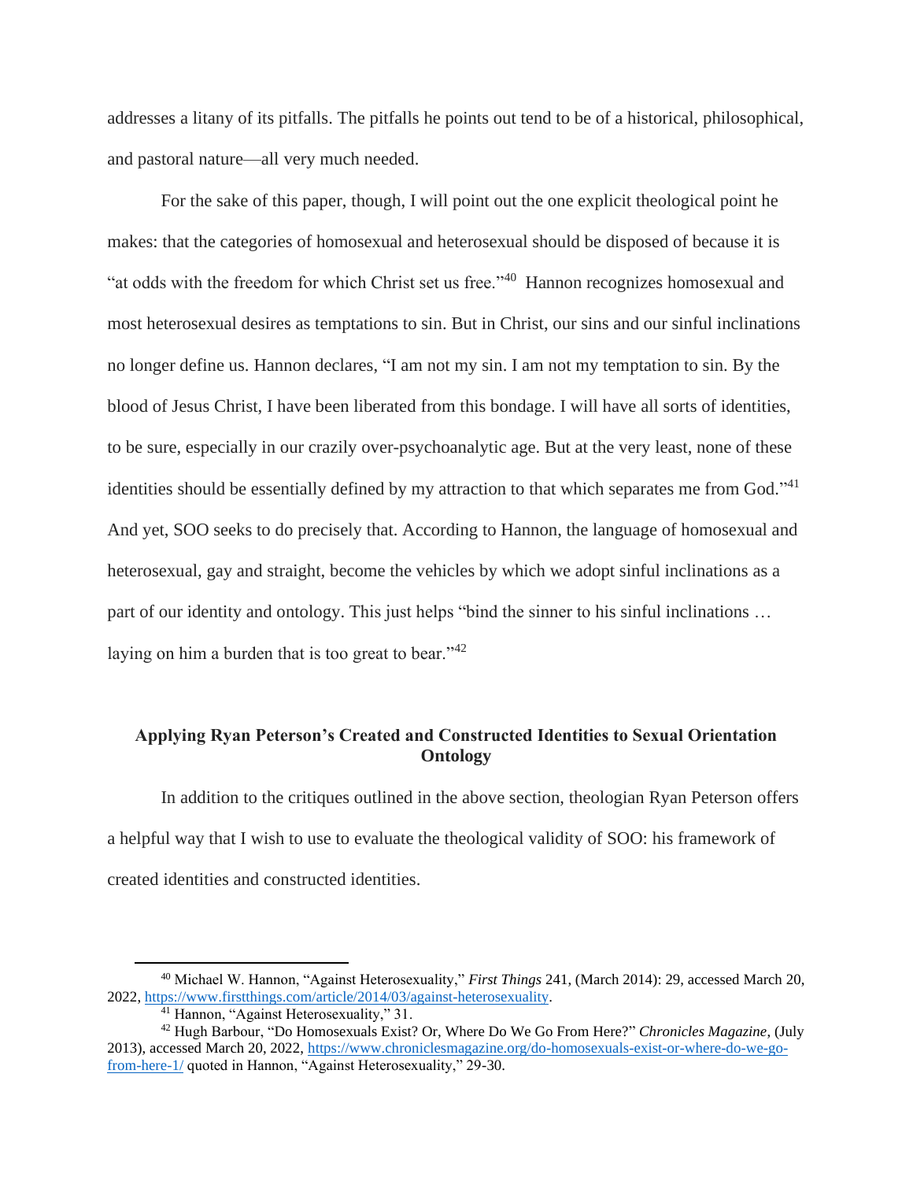addresses a litany of its pitfalls. The pitfalls he points out tend to be of a historical, philosophical, and pastoral nature—all very much needed.

For the sake of this paper, though, I will point out the one explicit theological point he makes: that the categories of homosexual and heterosexual should be disposed of because it is "at odds with the freedom for which Christ set us free."[40] Hannon recognizes homosexual and most heterosexual desires as temptations to sin. But in Christ, our sins and our sinful inclinations no longer define us. Hannon declares, "I am not my sin. I am not my temptation to sin. By the blood of Jesus Christ, I have been liberated from this bondage. I will have all sorts of identities, to be sure, especially in our crazily over-psychoanalytic age. But at the very least, none of these identities should be essentially defined by my attraction to that which separates me from God."[41] And yet, SOO seeks to do precisely that. According to Hannon, the language of homosexual and heterosexual, gay and straight, become the vehicles by which we adopt sinful inclinations as a part of our identity and ontology. This just helps "bind the sinner to his sinful inclinations … laying on him a burden that is too great to bear."[42]

### Applying Ryan Peterson's Created and Constructed Identities to Sexual Orientation Ontology

In addition to the critiques outlined in the above section, theologian Ryan Peterson offers a helpful way that I wish to use to evaluate the theological validity of SOO: his framework of created identities and constructed identities.

---

[40] Michael W. Hannon, "Against Heterosexuality," *First Things* 241, (March 2014): 29, accessed March 20, 2022, https://www.firstthings.com/article/2014/03/against-heterosexuality.

[41] Hannon, "Against Heterosexuality," 31.

[42] Hugh Barbour, "Do Homosexuals Exist? Or, Where Do We Go From Here?" *Chronicles Magazine*, (July 2013), accessed March 20, 2022, https://www.chroniclesmagazine.org/do-homosexuals-exist-or-where-do-we-go-from-here-1/ quoted in Hannon, "Against Heterosexuality," 29-30.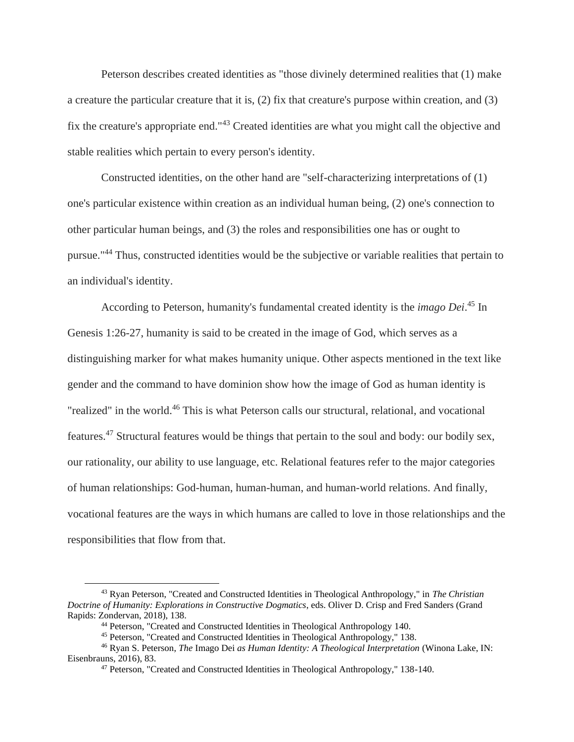Peterson describes created identities as "those divinely determined realities that (1) make a creature the particular creature that it is, (2) fix that creature's purpose within creation, and (3) fix the creature's appropriate end."[43] Created identities are what you might call the objective and stable realities which pertain to every person's identity.

Constructed identities, on the other hand are "self-characterizing interpretations of (1) one's particular existence within creation as an individual human being, (2) one's connection to other particular human beings, and (3) the roles and responsibilities one has or ought to pursue."[44] Thus, constructed identities would be the subjective or variable realities that pertain to an individual's identity.

According to Peterson, humanity's fundamental created identity is the *imago Dei*.[45] In Genesis 1:26-27, humanity is said to be created in the image of God, which serves as a distinguishing marker for what makes humanity unique. Other aspects mentioned in the text like gender and the command to have dominion show how the image of God as human identity is "realized" in the world.[46] This is what Peterson calls our structural, relational, and vocational features.[47] Structural features would be things that pertain to the soul and body: our bodily sex, our rationality, our ability to use language, etc. Relational features refer to the major categories of human relationships: God-human, human-human, and human-world relations. And finally, vocational features are the ways in which humans are called to love in those relationships and the responsibilities that flow from that.

---

[43] Ryan Peterson, "Created and Constructed Identities in Theological Anthropology," in *The Christian Doctrine of Humanity: Explorations in Constructive Dogmatics*, eds. Oliver D. Crisp and Fred Sanders (Grand Rapids: Zondervan, 2018), 138.

[44] Peterson, "Created and Constructed Identities in Theological Anthropology 140.

[45] Peterson, "Created and Constructed Identities in Theological Anthropology," 138.

[46] Ryan S. Peterson, *The* Imago Dei *as Human Identity: A Theological Interpretation* (Winona Lake, IN: Eisenbrauns, 2016), 83.

[47] Peterson, "Created and Constructed Identities in Theological Anthropology," 138-140.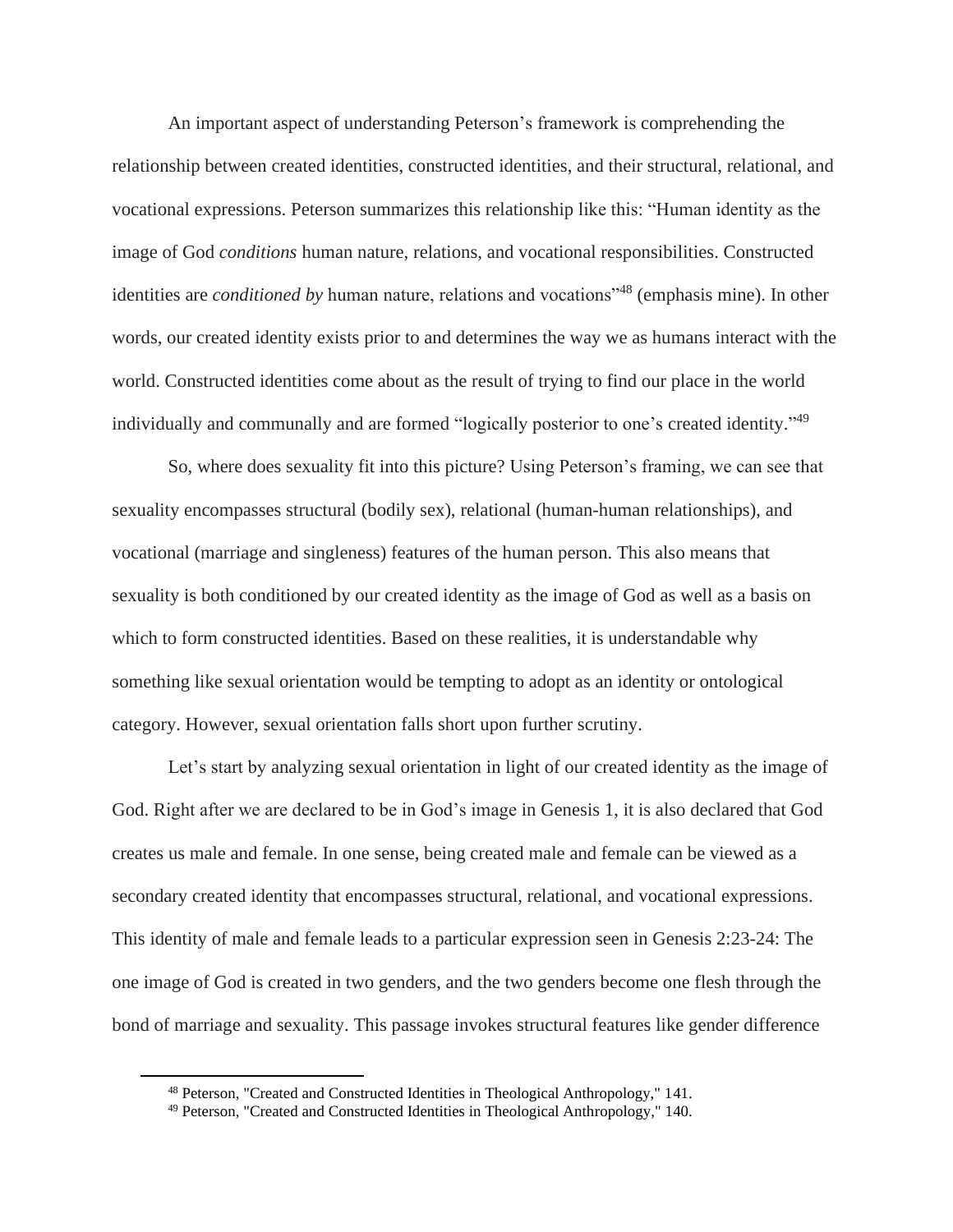An important aspect of understanding Peterson's framework is comprehending the relationship between created identities, constructed identities, and their structural, relational, and vocational expressions. Peterson summarizes this relationship like this: "Human identity as the image of God *conditions* human nature, relations, and vocational responsibilities. Constructed identities are *conditioned by* human nature, relations and vocations"[48] (emphasis mine). In other words, our created identity exists prior to and determines the way we as humans interact with the world. Constructed identities come about as the result of trying to find our place in the world individually and communally and are formed "logically posterior to one's created identity."[49]

So, where does sexuality fit into this picture? Using Peterson's framing, we can see that sexuality encompasses structural (bodily sex), relational (human-human relationships), and vocational (marriage and singleness) features of the human person. This also means that sexuality is both conditioned by our created identity as the image of God as well as a basis on which to form constructed identities. Based on these realities, it is understandable why something like sexual orientation would be tempting to adopt as an identity or ontological category. However, sexual orientation falls short upon further scrutiny.

Let's start by analyzing sexual orientation in light of our created identity as the image of God. Right after we are declared to be in God's image in Genesis 1, it is also declared that God creates us male and female. In one sense, being created male and female can be viewed as a secondary created identity that encompasses structural, relational, and vocational expressions. This identity of male and female leads to a particular expression seen in Genesis 2:23-24: The one image of God is created in two genders, and the two genders become one flesh through the bond of marriage and sexuality. This passage invokes structural features like gender difference

[48] Peterson, "Created and Constructed Identities in Theological Anthropology," 141.

[49] Peterson, "Created and Constructed Identities in Theological Anthropology," 140.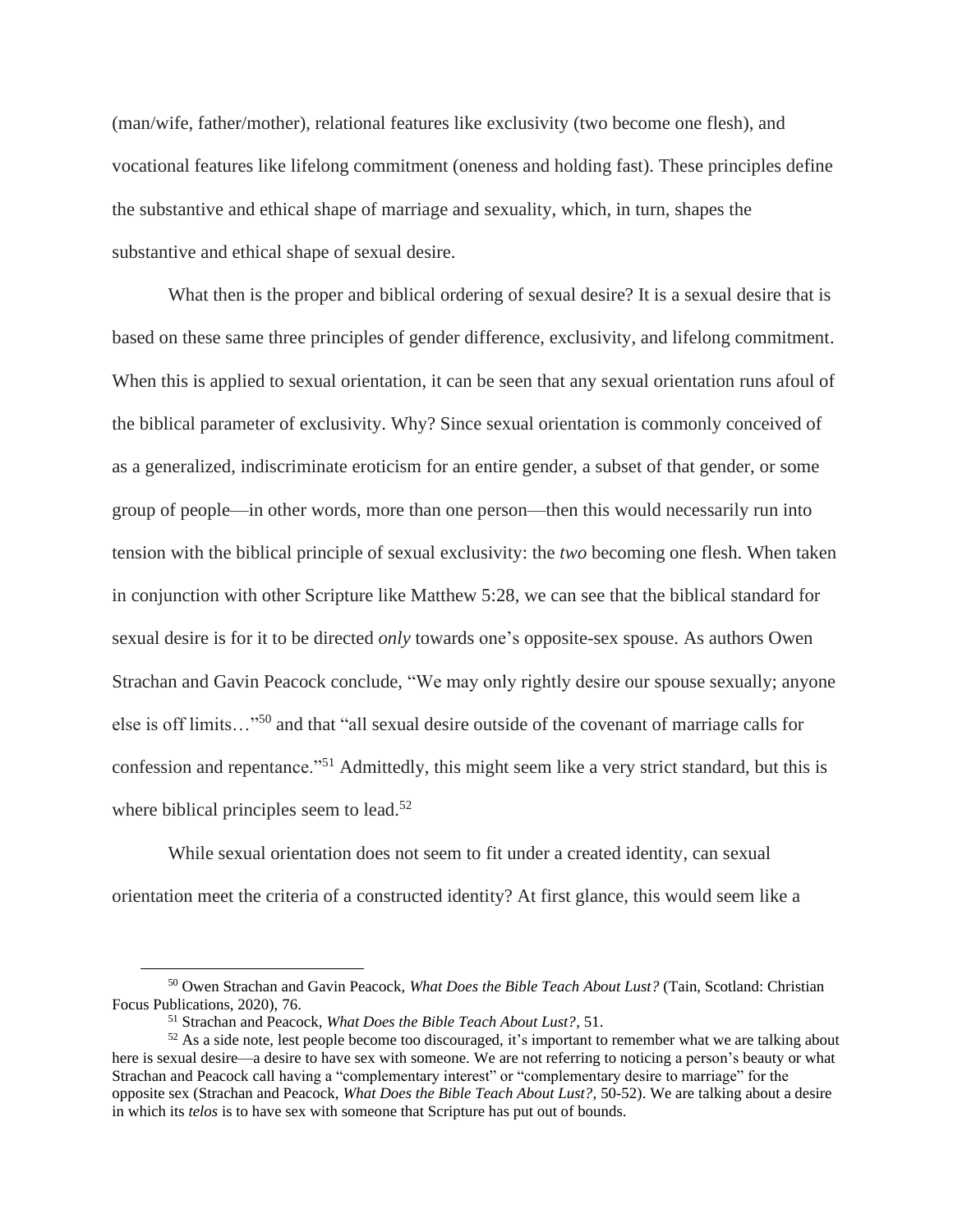(man/wife, father/mother), relational features like exclusivity (two become one flesh), and vocational features like lifelong commitment (oneness and holding fast). These principles define the substantive and ethical shape of marriage and sexuality, which, in turn, shapes the substantive and ethical shape of sexual desire.

What then is the proper and biblical ordering of sexual desire? It is a sexual desire that is based on these same three principles of gender difference, exclusivity, and lifelong commitment. When this is applied to sexual orientation, it can be seen that any sexual orientation runs afoul of the biblical parameter of exclusivity. Why? Since sexual orientation is commonly conceived of as a generalized, indiscriminate eroticism for an entire gender, a subset of that gender, or some group of people—in other words, more than one person—then this would necessarily run into tension with the biblical principle of sexual exclusivity: the *two* becoming one flesh. When taken in conjunction with other Scripture like Matthew 5:28, we can see that the biblical standard for sexual desire is for it to be directed *only* towards one's opposite-sex spouse. As authors Owen Strachan and Gavin Peacock conclude, "We may only rightly desire our spouse sexually; anyone else is off limits…"[50] and that "all sexual desire outside of the covenant of marriage calls for confession and repentance."[51] Admittedly, this might seem like a very strict standard, but this is where biblical principles seem to lead.[52]

While sexual orientation does not seem to fit under a created identity, can sexual orientation meet the criteria of a constructed identity? At first glance, this would seem like a

---

[50] Owen Strachan and Gavin Peacock, *What Does the Bible Teach About Lust?* (Tain, Scotland: Christian Focus Publications, 2020), 76.

[51] Strachan and Peacock, *What Does the Bible Teach About Lust?,* 51.

[52] As a side note, lest people become too discouraged, it's important to remember what we are talking about here is sexual desire—a desire to have sex with someone. We are not referring to noticing a person's beauty or what Strachan and Peacock call having a "complementary interest" or "complementary desire to marriage" for the opposite sex (Strachan and Peacock, *What Does the Bible Teach About Lust?,* 50-52). We are talking about a desire in which its *telos* is to have sex with someone that Scripture has put out of bounds.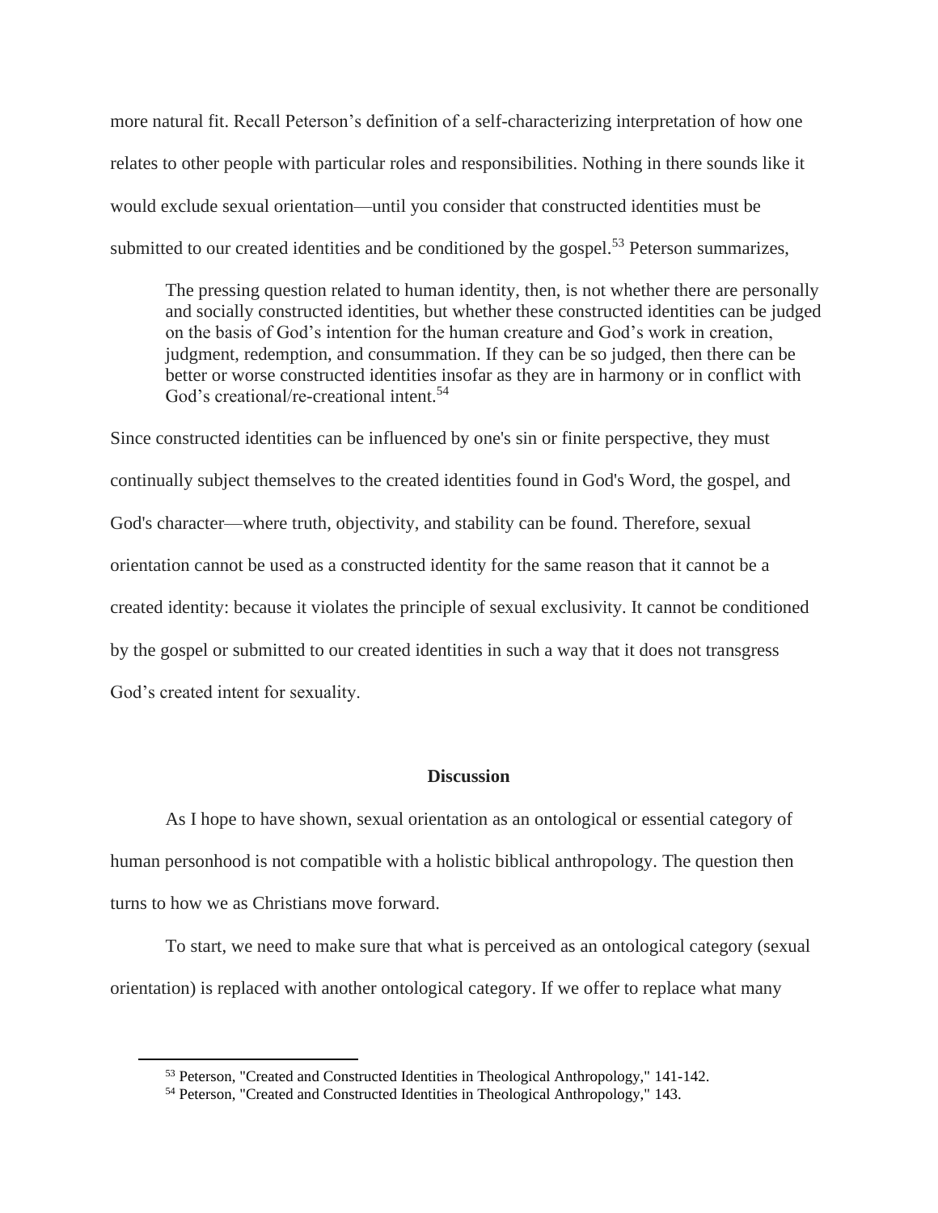more natural fit. Recall Peterson's definition of a self-characterizing interpretation of how one relates to other people with particular roles and responsibilities. Nothing in there sounds like it would exclude sexual orientation—until you consider that constructed identities must be submitted to our created identities and be conditioned by the gospel.[53] Peterson summarizes,

> The pressing question related to human identity, then, is not whether there are personally and socially constructed identities, but whether these constructed identities can be judged on the basis of God's intention for the human creature and God's work in creation, judgment, redemption, and consummation. If they can be so judged, then there can be better or worse constructed identities insofar as they are in harmony or in conflict with God's creational/re-creational intent.[54]

Since constructed identities can be influenced by one's sin or finite perspective, they must continually subject themselves to the created identities found in God's Word, the gospel, and God's character—where truth, objectivity, and stability can be found. Therefore, sexual orientation cannot be used as a constructed identity for the same reason that it cannot be a created identity: because it violates the principle of sexual exclusivity. It cannot be conditioned by the gospel or submitted to our created identities in such a way that it does not transgress God's created intent for sexuality.

## Discussion

As I hope to have shown, sexual orientation as an ontological or essential category of human personhood is not compatible with a holistic biblical anthropology. The question then turns to how we as Christians move forward.

To start, we need to make sure that what is perceived as an ontological category (sexual orientation) is replaced with another ontological category. If we offer to replace what many

---

[53] Peterson, "Created and Constructed Identities in Theological Anthropology," 141-142.

[54] Peterson, "Created and Constructed Identities in Theological Anthropology," 143.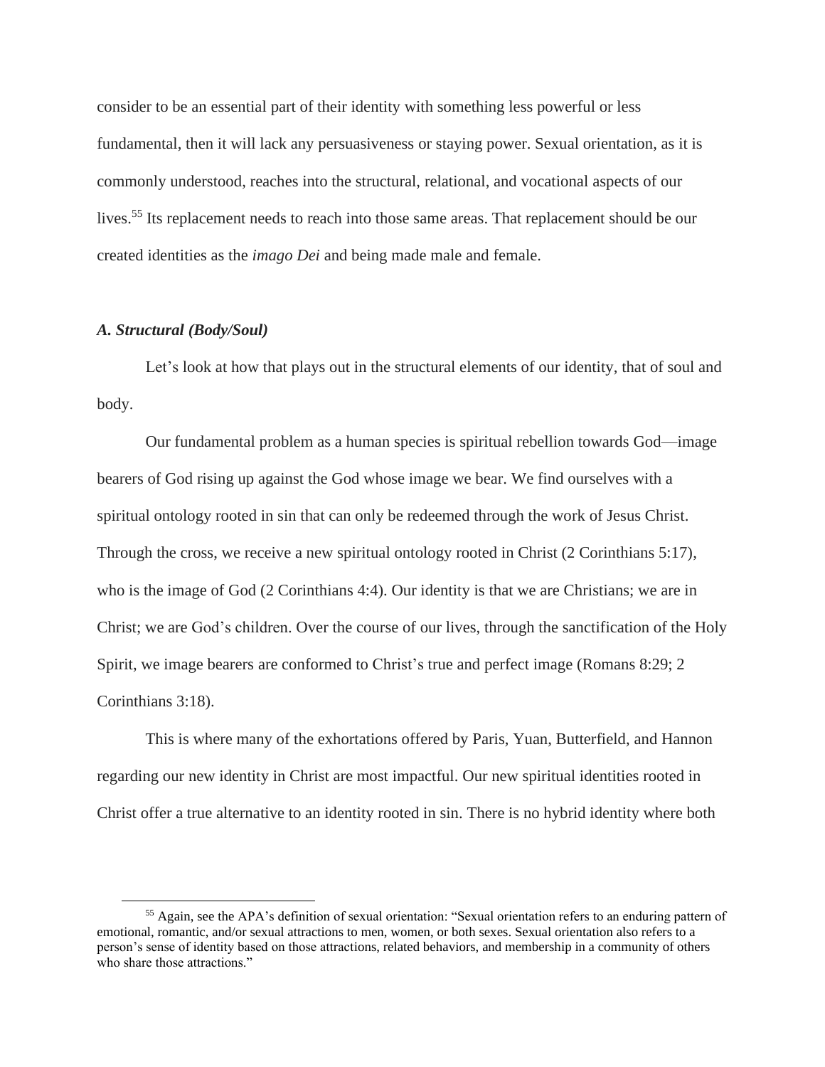consider to be an essential part of their identity with something less powerful or less fundamental, then it will lack any persuasiveness or staying power. Sexual orientation, as it is commonly understood, reaches into the structural, relational, and vocational aspects of our lives.[55] Its replacement needs to reach into those same areas. That replacement should be our created identities as the *imago Dei* and being made male and female.

### *A. Structural (Body/Soul)*

Let's look at how that plays out in the structural elements of our identity, that of soul and body.

Our fundamental problem as a human species is spiritual rebellion towards God—image bearers of God rising up against the God whose image we bear. We find ourselves with a spiritual ontology rooted in sin that can only be redeemed through the work of Jesus Christ. Through the cross, we receive a new spiritual ontology rooted in Christ (2 Corinthians 5:17), who is the image of God (2 Corinthians 4:4). Our identity is that we are Christians; we are in Christ; we are God's children. Over the course of our lives, through the sanctification of the Holy Spirit, we image bearers are conformed to Christ's true and perfect image (Romans 8:29; 2 Corinthians 3:18).

This is where many of the exhortations offered by Paris, Yuan, Butterfield, and Hannon regarding our new identity in Christ are most impactful. Our new spiritual identities rooted in Christ offer a true alternative to an identity rooted in sin. There is no hybrid identity where both

[55] Again, see the APA's definition of sexual orientation: "Sexual orientation refers to an enduring pattern of emotional, romantic, and/or sexual attractions to men, women, or both sexes. Sexual orientation also refers to a person's sense of identity based on those attractions, related behaviors, and membership in a community of others who share those attractions."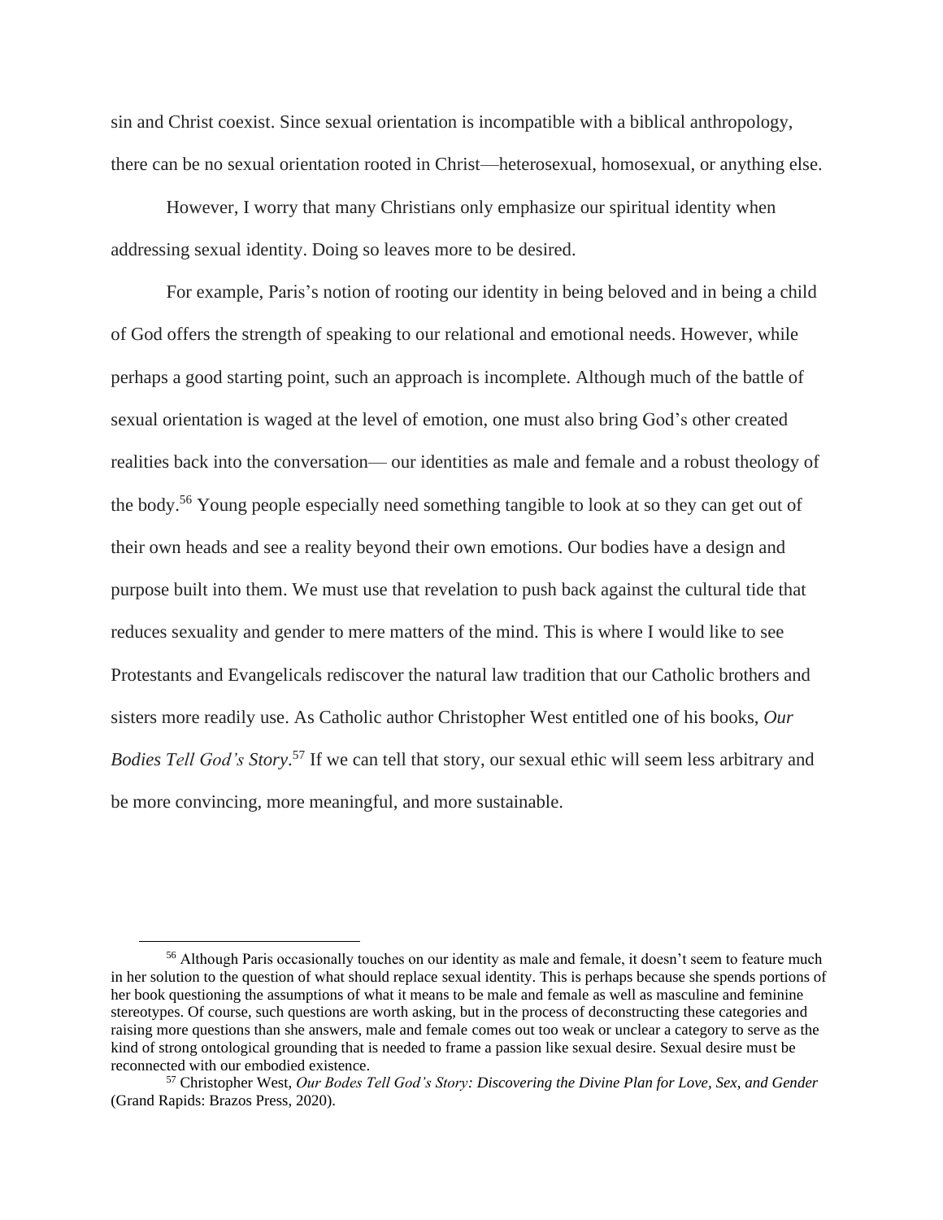sin and Christ coexist. Since sexual orientation is incompatible with a biblical anthropology, there can be no sexual orientation rooted in Christ—heterosexual, homosexual, or anything else.

However, I worry that many Christians only emphasize our spiritual identity when addressing sexual identity. Doing so leaves more to be desired.

For example, Paris's notion of rooting our identity in being beloved and in being a child of God offers the strength of speaking to our relational and emotional needs. However, while perhaps a good starting point, such an approach is incomplete. Although much of the battle of sexual orientation is waged at the level of emotion, one must also bring God's other created realities back into the conversation— our identities as male and female and a robust theology of the body.[56] Young people especially need something tangible to look at so they can get out of their own heads and see a reality beyond their own emotions. Our bodies have a design and purpose built into them. We must use that revelation to push back against the cultural tide that reduces sexuality and gender to mere matters of the mind. This is where I would like to see Protestants and Evangelicals rediscover the natural law tradition that our Catholic brothers and sisters more readily use. As Catholic author Christopher West entitled one of his books, *Our Bodies Tell God's Story*.[57] If we can tell that story, our sexual ethic will seem less arbitrary and be more convincing, more meaningful, and more sustainable.

[56] Although Paris occasionally touches on our identity as male and female, it doesn't seem to feature much in her solution to the question of what should replace sexual identity. This is perhaps because she spends portions of her book questioning the assumptions of what it means to be male and female as well as masculine and feminine stereotypes. Of course, such questions are worth asking, but in the process of deconstructing these categories and raising more questions than she answers, male and female comes out too weak or unclear a category to serve as the kind of strong ontological grounding that is needed to frame a passion like sexual desire. Sexual desire must be reconnected with our embodied existence.

[57] Christopher West, *Our Bodes Tell God's Story: Discovering the Divine Plan for Love, Sex, and Gender* (Grand Rapids: Brazos Press, 2020).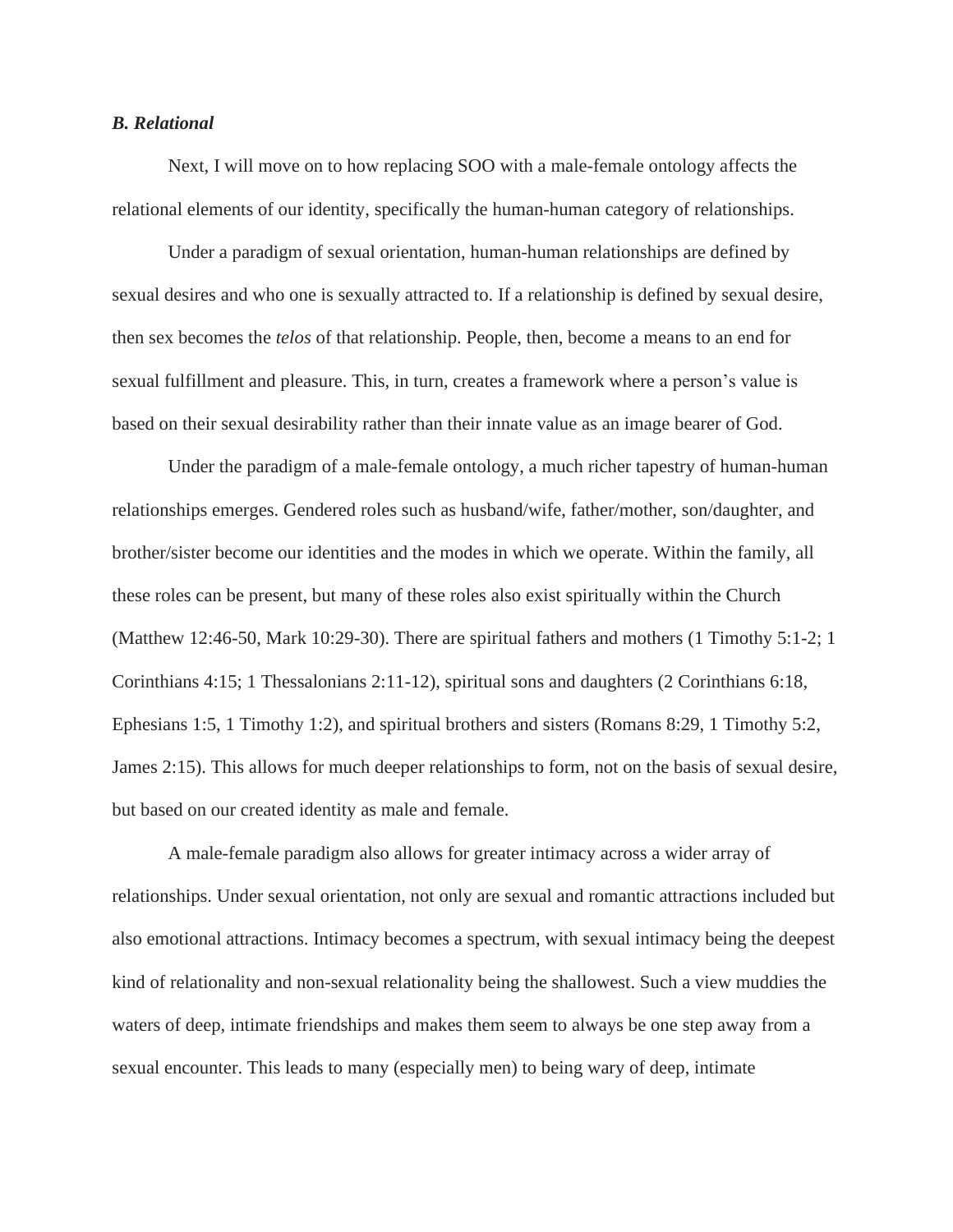### *B. Relational*

Next, I will move on to how replacing SOO with a male-female ontology affects the relational elements of our identity, specifically the human-human category of relationships.

Under a paradigm of sexual orientation, human-human relationships are defined by sexual desires and who one is sexually attracted to. If a relationship is defined by sexual desire, then sex becomes the *telos* of that relationship. People, then, become a means to an end for sexual fulfillment and pleasure. This, in turn, creates a framework where a person's value is based on their sexual desirability rather than their innate value as an image bearer of God.

Under the paradigm of a male-female ontology, a much richer tapestry of human-human relationships emerges. Gendered roles such as husband/wife, father/mother, son/daughter, and brother/sister become our identities and the modes in which we operate. Within the family, all these roles can be present, but many of these roles also exist spiritually within the Church (Matthew 12:46-50, Mark 10:29-30). There are spiritual fathers and mothers (1 Timothy 5:1-2; 1 Corinthians 4:15; 1 Thessalonians 2:11-12), spiritual sons and daughters (2 Corinthians 6:18, Ephesians 1:5, 1 Timothy 1:2), and spiritual brothers and sisters (Romans 8:29, 1 Timothy 5:2, James 2:15). This allows for much deeper relationships to form, not on the basis of sexual desire, but based on our created identity as male and female.

A male-female paradigm also allows for greater intimacy across a wider array of relationships. Under sexual orientation, not only are sexual and romantic attractions included but also emotional attractions. Intimacy becomes a spectrum, with sexual intimacy being the deepest kind of relationality and non-sexual relationality being the shallowest. Such a view muddies the waters of deep, intimate friendships and makes them seem to always be one step away from a sexual encounter. This leads to many (especially men) to being wary of deep, intimate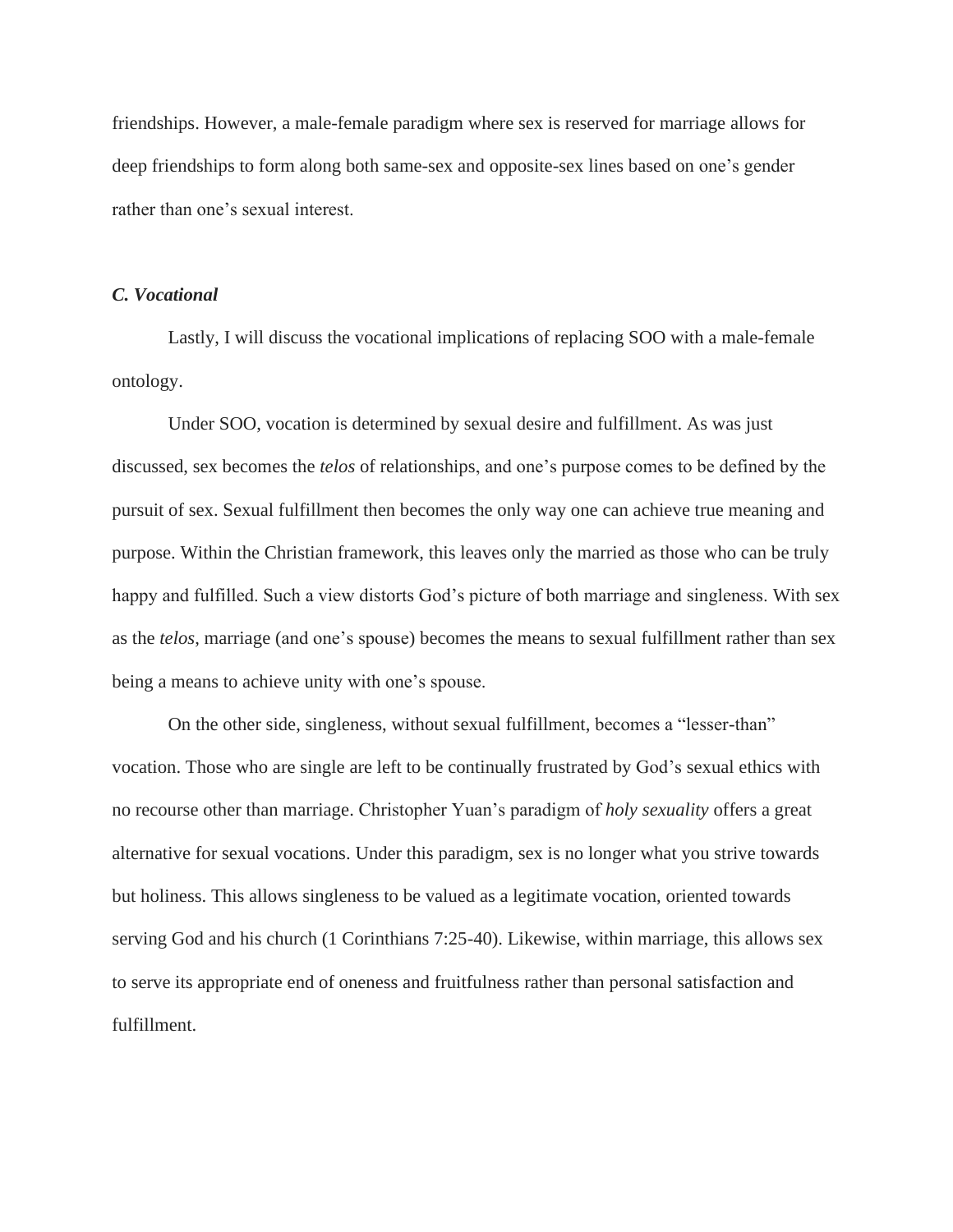friendships. However, a male-female paradigm where sex is reserved for marriage allows for deep friendships to form along both same-sex and opposite-sex lines based on one's gender rather than one's sexual interest.

### *C. Vocational*

Lastly, I will discuss the vocational implications of replacing SOO with a male-female ontology.

Under SOO, vocation is determined by sexual desire and fulfillment. As was just discussed, sex becomes the *telos* of relationships, and one's purpose comes to be defined by the pursuit of sex. Sexual fulfillment then becomes the only way one can achieve true meaning and purpose. Within the Christian framework, this leaves only the married as those who can be truly happy and fulfilled. Such a view distorts God's picture of both marriage and singleness. With sex as the *telos*, marriage (and one's spouse) becomes the means to sexual fulfillment rather than sex being a means to achieve unity with one's spouse.

On the other side, singleness, without sexual fulfillment, becomes a "lesser-than" vocation. Those who are single are left to be continually frustrated by God's sexual ethics with no recourse other than marriage. Christopher Yuan's paradigm of *holy sexuality* offers a great alternative for sexual vocations. Under this paradigm, sex is no longer what you strive towards but holiness. This allows singleness to be valued as a legitimate vocation, oriented towards serving God and his church (1 Corinthians 7:25-40). Likewise, within marriage, this allows sex to serve its appropriate end of oneness and fruitfulness rather than personal satisfaction and fulfillment.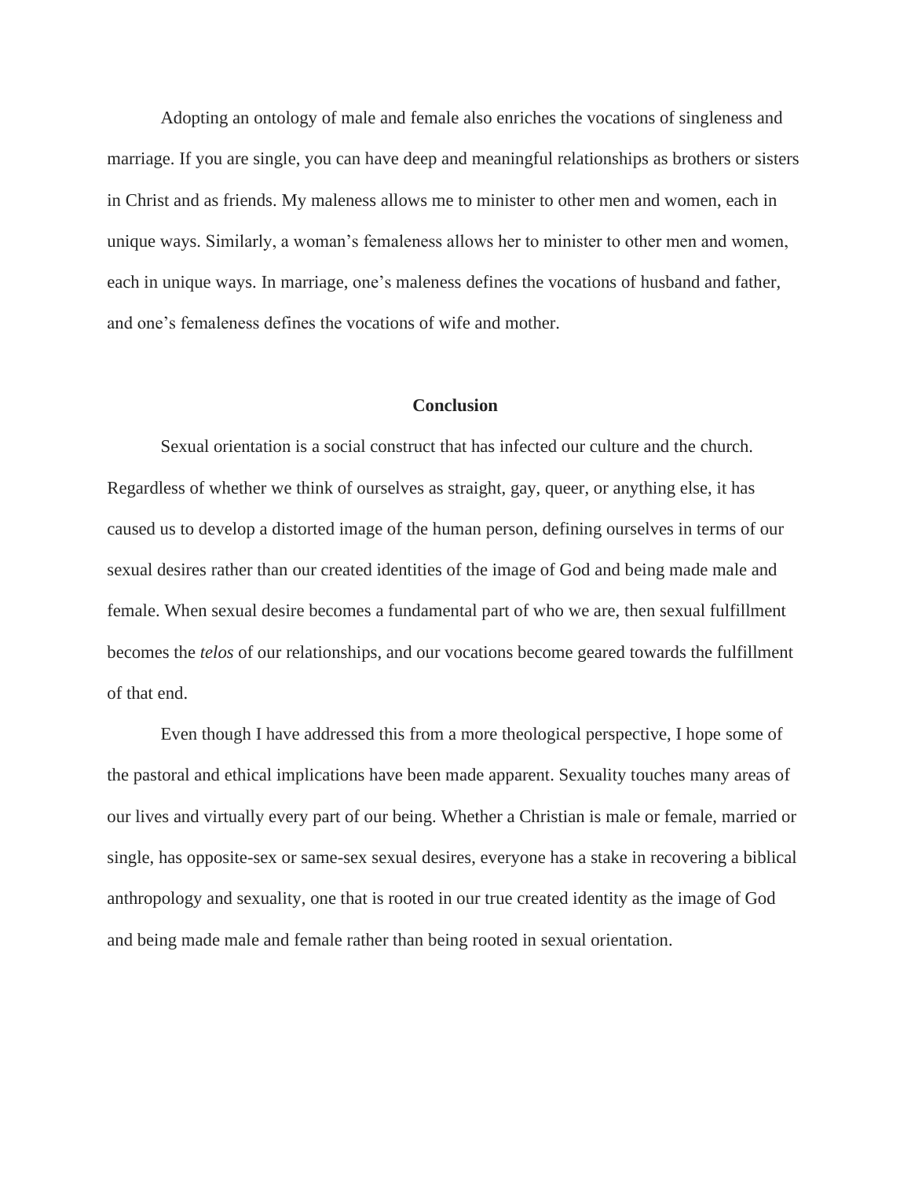Adopting an ontology of male and female also enriches the vocations of singleness and marriage. If you are single, you can have deep and meaningful relationships as brothers or sisters in Christ and as friends. My maleness allows me to minister to other men and women, each in unique ways. Similarly, a woman's femaleness allows her to minister to other men and women, each in unique ways. In marriage, one's maleness defines the vocations of husband and father, and one's femaleness defines the vocations of wife and mother.

## Conclusion

Sexual orientation is a social construct that has infected our culture and the church. Regardless of whether we think of ourselves as straight, gay, queer, or anything else, it has caused us to develop a distorted image of the human person, defining ourselves in terms of our sexual desires rather than our created identities of the image of God and being made male and female. When sexual desire becomes a fundamental part of who we are, then sexual fulfillment becomes the *telos* of our relationships, and our vocations become geared towards the fulfillment of that end.

Even though I have addressed this from a more theological perspective, I hope some of the pastoral and ethical implications have been made apparent. Sexuality touches many areas of our lives and virtually every part of our being. Whether a Christian is male or female, married or single, has opposite-sex or same-sex sexual desires, everyone has a stake in recovering a biblical anthropology and sexuality, one that is rooted in our true created identity as the image of God and being made male and female rather than being rooted in sexual orientation.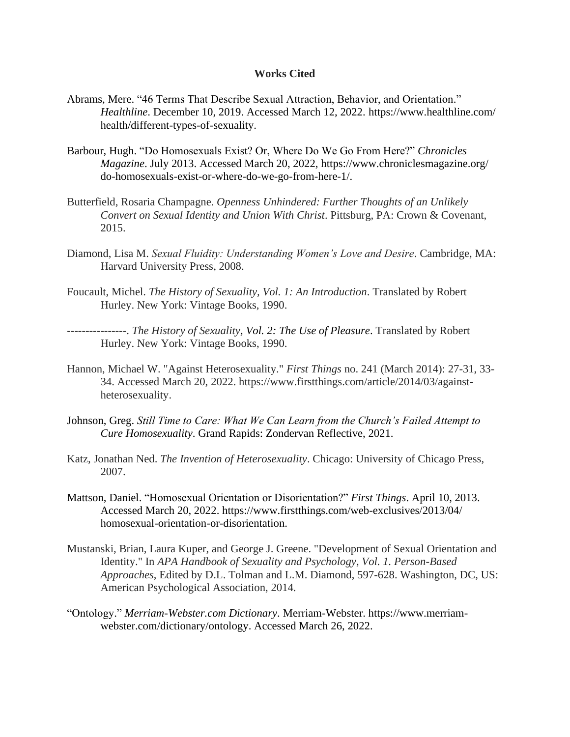**Works Cited**

Abrams, Mere. "46 Terms That Describe Sexual Attraction, Behavior, and Orientation." *Healthline*. December 10, 2019. Accessed March 12, 2022. https://www.healthline.com/health/different-types-of-sexuality.

Barbour, Hugh. "Do Homosexuals Exist? Or, Where Do We Go From Here?" *Chronicles Magazine*. July 2013. Accessed March 20, 2022, https://www.chroniclesmagazine.org/do-homosexuals-exist-or-where-do-we-go-from-here-1/.

Butterfield, Rosaria Champagne. *Openness Unhindered: Further Thoughts of an Unlikely Convert on Sexual Identity and Union With Christ*. Pittsburg, PA: Crown & Covenant, 2015.

Diamond, Lisa M. *Sexual Fluidity: Understanding Women's Love and Desire*. Cambridge, MA: Harvard University Press, 2008.

Foucault, Michel. *The History of Sexuality, Vol. 1: An Introduction*. Translated by Robert Hurley. New York: Vintage Books, 1990.

----------------. *The History of Sexuality, Vol. 2: The Use of Pleasure*. Translated by Robert Hurley. New York: Vintage Books, 1990.

Hannon, Michael W. "Against Heterosexuality." *First Things* no. 241 (March 2014): 27-31, 33-34. Accessed March 20, 2022. https://www.firstthings.com/article/2014/03/against-heterosexuality.

Johnson, Greg. *Still Time to Care: What We Can Learn from the Church's Failed Attempt to Cure Homosexuality*. Grand Rapids: Zondervan Reflective, 2021.

Katz, Jonathan Ned. *The Invention of Heterosexuality*. Chicago: University of Chicago Press, 2007.

Mattson, Daniel. "Homosexual Orientation or Disorientation?" *First Things*. April 10, 2013. Accessed March 20, 2022. https://www.firstthings.com/web-exclusives/2013/04/homosexual-orientation-or-disorientation.

Mustanski, Brian, Laura Kuper, and George J. Greene. "Development of Sexual Orientation and Identity." In *APA Handbook of Sexuality and Psychology, Vol. 1. Person-Based Approaches*, Edited by D.L. Tolman and L.M. Diamond, 597-628. Washington, DC, US: American Psychological Association, 2014.

"Ontology." *Merriam-Webster.com Dictionary*. Merriam-Webster. https://www.merriam-webster.com/dictionary/ontology. Accessed March 26, 2022.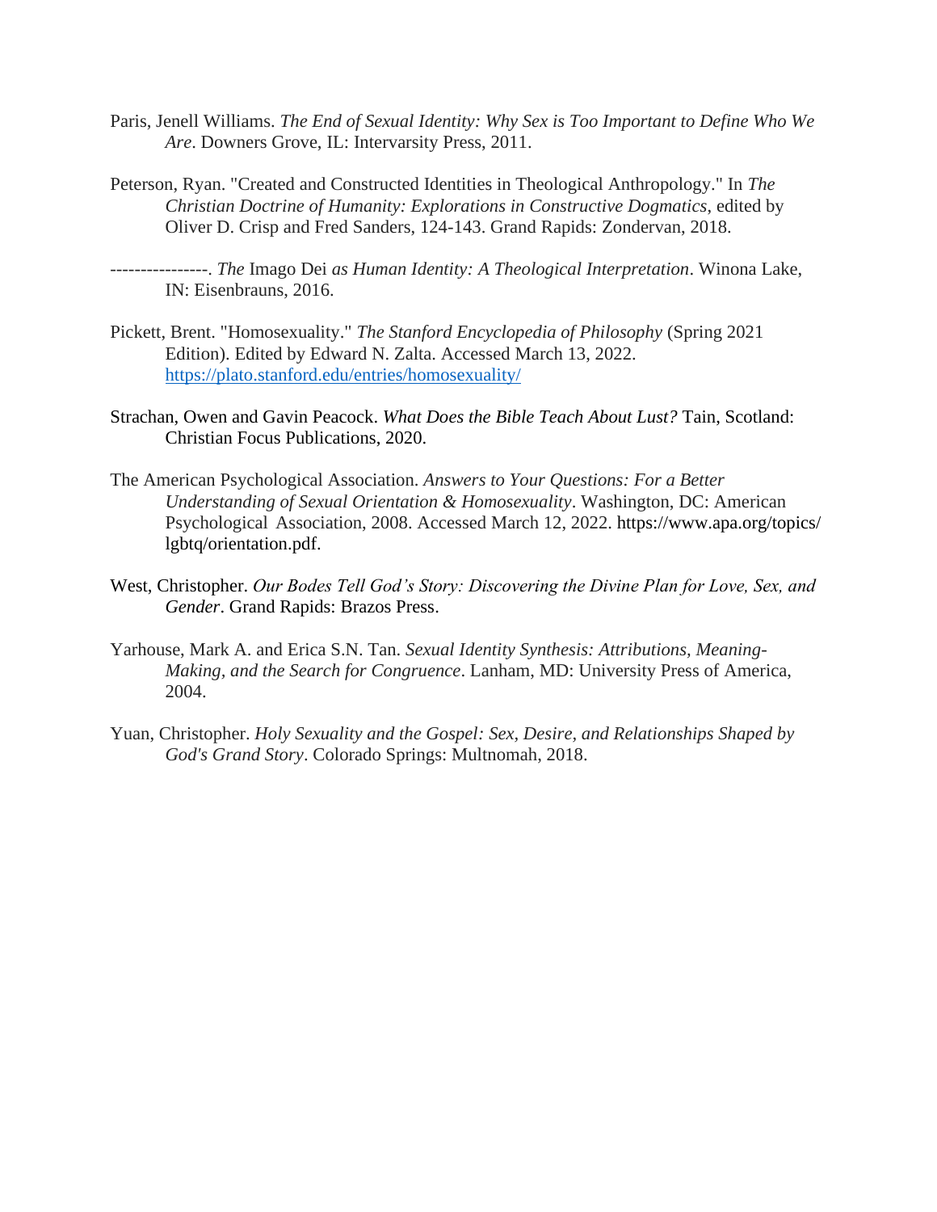Paris, Jenell Williams. *The End of Sexual Identity: Why Sex is Too Important to Define Who We Are*. Downers Grove, IL: Intervarsity Press, 2011.

Peterson, Ryan. "Created and Constructed Identities in Theological Anthropology." In *The Christian Doctrine of Humanity: Explorations in Constructive Dogmatics*, edited by Oliver D. Crisp and Fred Sanders, 124-143. Grand Rapids: Zondervan, 2018.

----------------. *The* Imago Dei *as Human Identity: A Theological Interpretation*. Winona Lake, IN: Eisenbrauns, 2016.

Pickett, Brent. "Homosexuality." *The Stanford Encyclopedia of Philosophy* (Spring 2021 Edition). Edited by Edward N. Zalta. Accessed March 13, 2022. https://plato.stanford.edu/entries/homosexuality/

Strachan, Owen and Gavin Peacock. *What Does the Bible Teach About Lust?* Tain, Scotland: Christian Focus Publications, 2020.

The American Psychological Association. *Answers to Your Questions: For a Better Understanding of Sexual Orientation & Homosexuality*. Washington, DC: American Psychological Association, 2008. Accessed March 12, 2022. https://www.apa.org/topics/lgbtq/orientation.pdf.

West, Christopher. *Our Bodes Tell God's Story: Discovering the Divine Plan for Love, Sex, and Gender*. Grand Rapids: Brazos Press.

Yarhouse, Mark A. and Erica S.N. Tan. *Sexual Identity Synthesis: Attributions, Meaning-Making, and the Search for Congruence*. Lanham, MD: University Press of America, 2004.

Yuan, Christopher. *Holy Sexuality and the Gospel: Sex, Desire, and Relationships Shaped by God's Grand Story*. Colorado Springs: Multnomah, 2018.